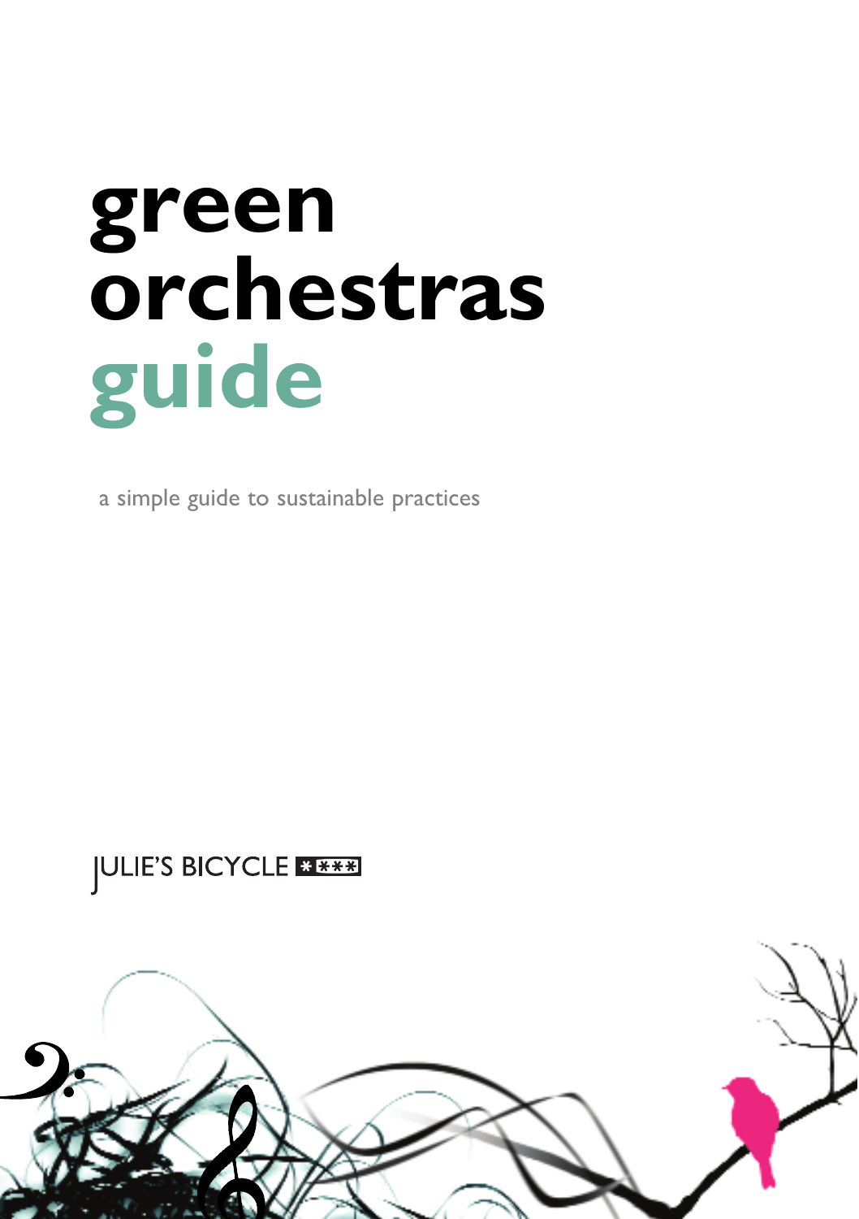# green orchestras guide

a simple guide to sustainable practices

JULIE'S BICYCLE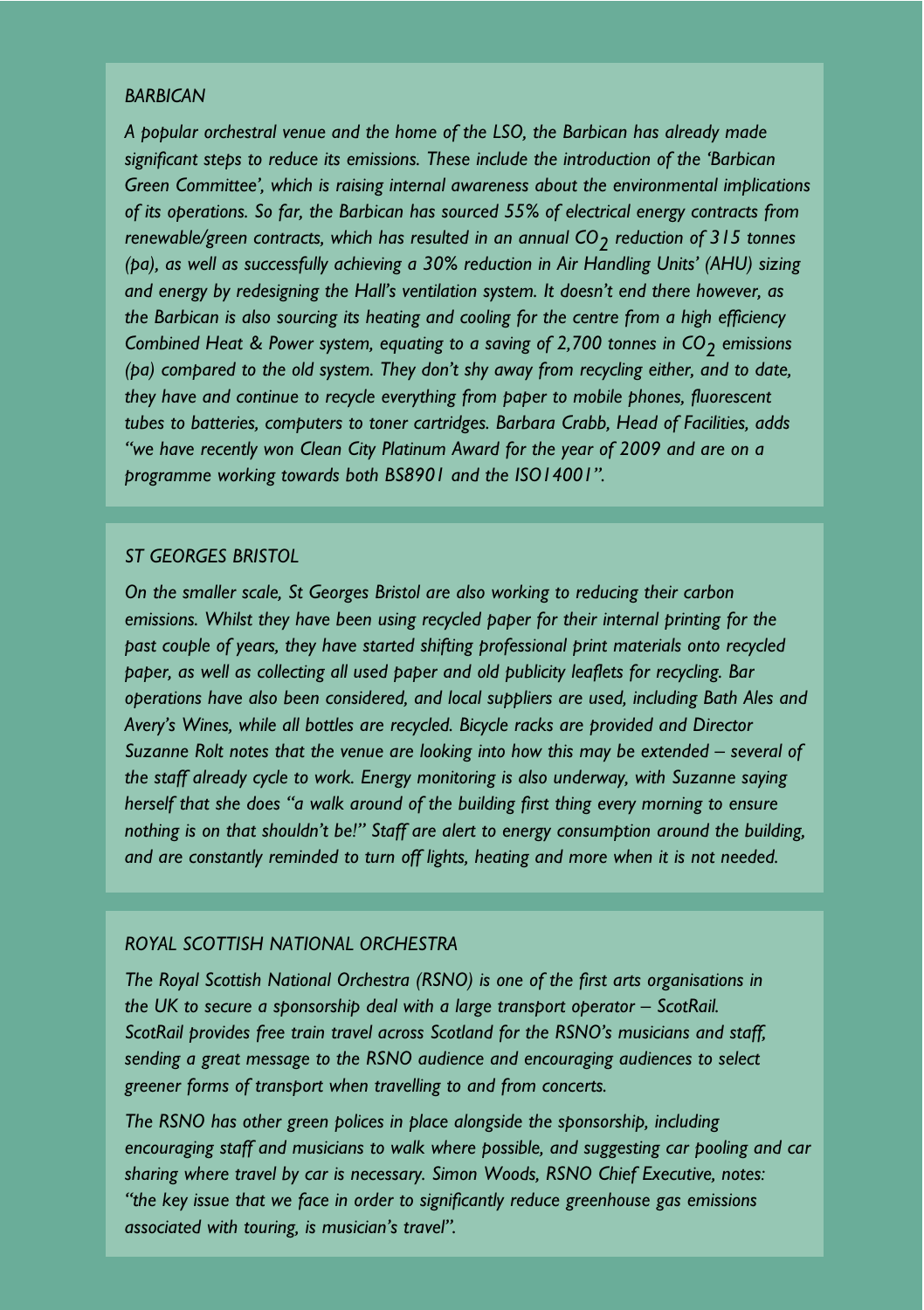### *BARBICAN*

*A popular orchestral venue and the home of the LSO, the Barbican has already made significant steps to reduce its emissions. These include the introduction of the 'Barbican Green Committee', which is raising internal awareness about the environmental implications of its operations. So far, the Barbican has sourced 55% of electrical energy contracts from renewable/green contracts, which has resulted in an annual $CO_2$ reduction of 315 tonnes (pa), as well as successfully achieving a 30% reduction in Air Handling Units' (AHU) sizing and energy by redesigning the Hall's ventilation system. It doesn't end there however, as the Barbican is also sourcing its heating and cooling for the centre from a high efficiency Combined Heat & Power system, equating to a saving of 2,700 tonnes in $CO_2$ emissions (pa) compared to the old system. They don't shy away from recycling either, and to date, they have and continue to recycle everything from paper to mobile phones, fluorescent tubes to batteries, computers to toner cartridges. Barbara Crabb, Head of Facilities, adds "we have recently won Clean City Platinum Award for the year of 2009 and are on a programme working towards both BS8901 and the ISO14001".*

### *ST GEORGES BRISTOL*

*On the smaller scale, St Georges Bristol are also working to reducing their carbon emissions. Whilst they have been using recycled paper for their internal printing for the past couple of years, they have started shifting professional print materials onto recycled paper, as well as collecting all used paper and old publicity leaflets for recycling. Bar operations have also been considered, and local suppliers are used, including Bath Ales and Avery's Wines, while all bottles are recycled. Bicycle racks are provided and Director Suzanne Rolt notes that the venue are looking into how this may be extended – several of the staff already cycle to work. Energy monitoring is also underway, with Suzanne saying herself that she does "a walk around of the building first thing every morning to ensure nothing is on that shouldn't be!" Staff are alert to energy consumption around the building, and are constantly reminded to turn off lights, heating and more when it is not needed.*

### *ROYAL SCOTTISH NATIONAL ORCHESTRA*

*The Royal Scottish National Orchestra (RSNO) is one of the first arts organisations in the UK to secure a sponsorship deal with a large transport operator – ScotRail. ScotRail provides free train travel across Scotland for the RSNO's musicians and staff, sending a great message to the RSNO audience and encouraging audiences to select greener forms of transport when travelling to and from concerts.*

*The RSNO has other green polices in place alongside the sponsorship, including encouraging staff and musicians to walk where possible, and suggesting car pooling and car sharing where travel by car is necessary. Simon Woods, RSNO Chief Executive, notes: "the key issue that we face in order to significantly reduce greenhouse gas emissions associated with touring, is musician's travel".*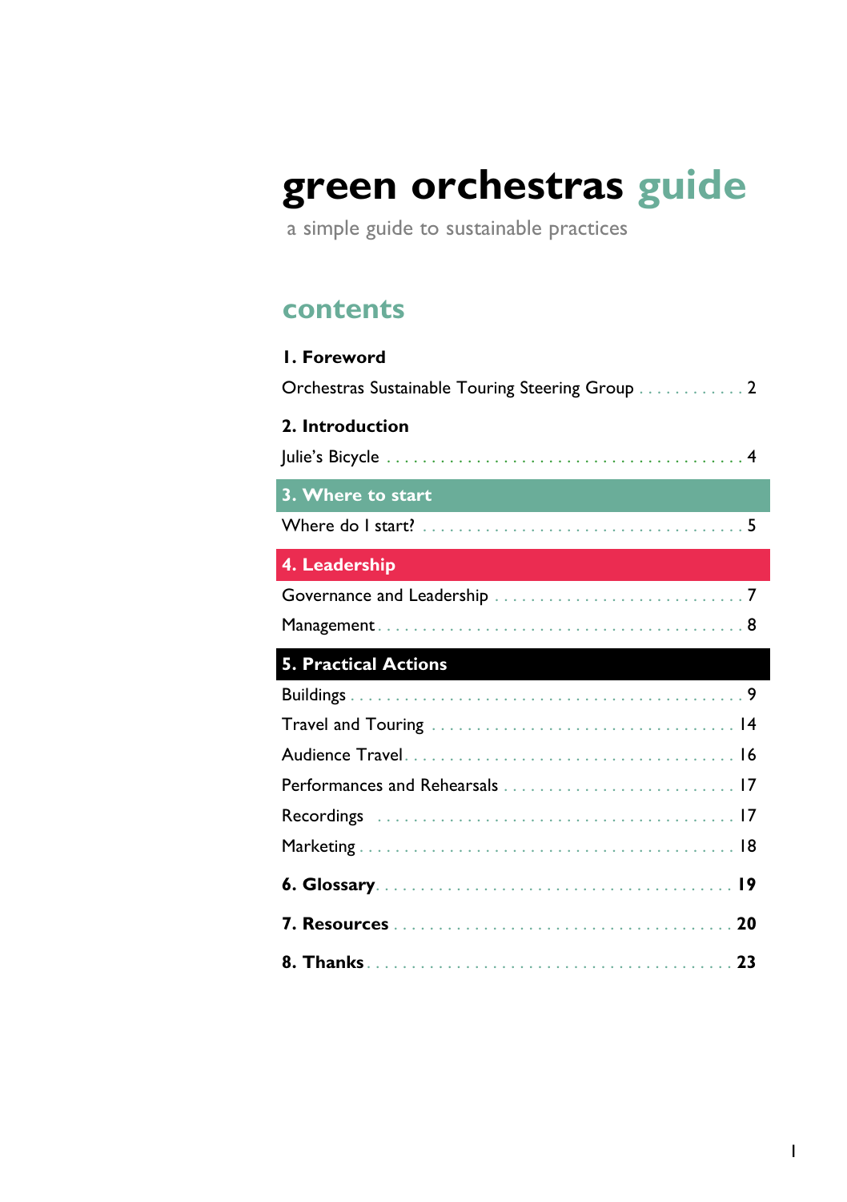# green orchestras guide

a simple guide to sustainable practices

## contents

**1. Foreword**

Orchestras Sustainable Touring Steering Group . . . . . . . . . . . . 2

**2. Introduction**

Julie's Bicycle . . . . . . . . . . . . . . . . . . . . . . . . . . . . . . . . . . . . . . . 4

**3. Where to start**

Where do I start? . . . . . . . . . . . . . . . . . . . . . . . . . . . . . . . . . . 5

**4. Leadership**

Governance and Leadership . . . . . . . . . . . . . . . . . . . . . . . . . . 7

Management . . . . . . . . . . . . . . . . . . . . . . . . . . . . . . . . . . . . . . . 8

**5. Practical Actions**

Buildings . . . . . . . . . . . . . . . . . . . . . . . . . . . . . . . . . . . . . . . . . 9

Travel and Touring . . . . . . . . . . . . . . . . . . . . . . . . . . . . . . . . . 14

Audience Travel . . . . . . . . . . . . . . . . . . . . . . . . . . . . . . . . . . . 16

Performances and Rehearsals . . . . . . . . . . . . . . . . . . . . . . . . 17

Recordings . . . . . . . . . . . . . . . . . . . . . . . . . . . . . . . . . . . . . . . 17

Marketing . . . . . . . . . . . . . . . . . . . . . . . . . . . . . . . . . . . . . . . . 18

**6. Glossary . . . . . . . . . . . . . . . . . . . . . . . . . . . . . . . . . . . . . . 19**

**7. Resources . . . . . . . . . . . . . . . . . . . . . . . . . . . . . . . . . . . . 20**

**8. Thanks . . . . . . . . . . . . . . . . . . . . . . . . . . . . . . . . . . . . . . 23**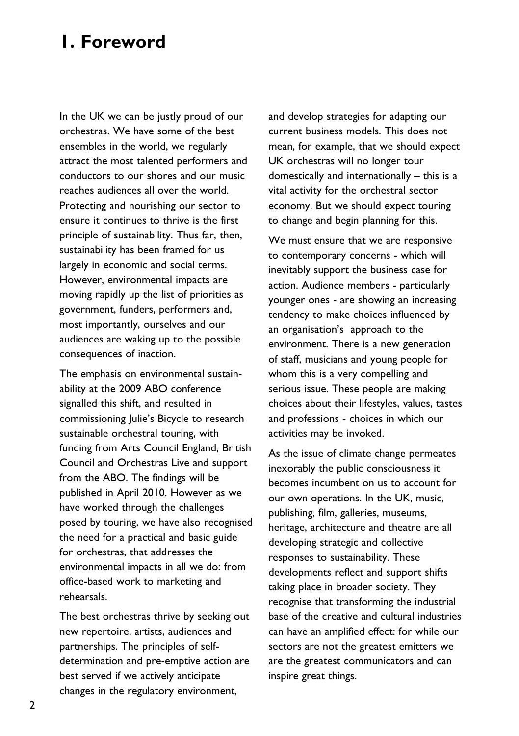# 1. Foreword

In the UK we can be justly proud of our orchestras. We have some of the best ensembles in the world, we regularly attract the most talented performers and conductors to our shores and our music reaches audiences all over the world. Protecting and nourishing our sector to ensure it continues to thrive is the first principle of sustainability. Thus far, then, sustainability has been framed for us largely in economic and social terms. However, environmental impacts are moving rapidly up the list of priorities as government, funders, performers and, most importantly, ourselves and our audiences are waking up to the possible consequences of inaction.

The emphasis on environmental sustainability at the 2009 ABO conference signalled this shift, and resulted in commissioning Julie's Bicycle to research sustainable orchestral touring, with funding from Arts Council England, British Council and Orchestras Live and support from the ABO. The findings will be published in April 2010. However as we have worked through the challenges posed by touring, we have also recognised the need for a practical and basic guide for orchestras, that addresses the environmental impacts in all we do: from office-based work to marketing and rehearsals.

The best orchestras thrive by seeking out new repertoire, artists, audiences and partnerships. The principles of self-determination and pre-emptive action are best served if we actively anticipate changes in the regulatory environment, and develop strategies for adapting our current business models. This does not mean, for example, that we should expect UK orchestras will no longer tour domestically and internationally – this is a vital activity for the orchestral sector economy. But we should expect touring to change and begin planning for this.

We must ensure that we are responsive to contemporary concerns - which will inevitably support the business case for action. Audience members - particularly younger ones - are showing an increasing tendency to make choices influenced by an organisation's approach to the environment. There is a new generation of staff, musicians and young people for whom this is a very compelling and serious issue. These people are making choices about their lifestyles, values, tastes and professions - choices in which our activities may be invoked.

As the issue of climate change permeates inexorably the public consciousness it becomes incumbent on us to account for our own operations. In the UK, music, publishing, film, galleries, museums, heritage, architecture and theatre are all developing strategic and collective responses to sustainability. These developments reflect and support shifts taking place in broader society. They recognise that transforming the industrial base of the creative and cultural industries can have an amplified effect: for while our sectors are not the greatest emitters we are the greatest communicators and can inspire great things.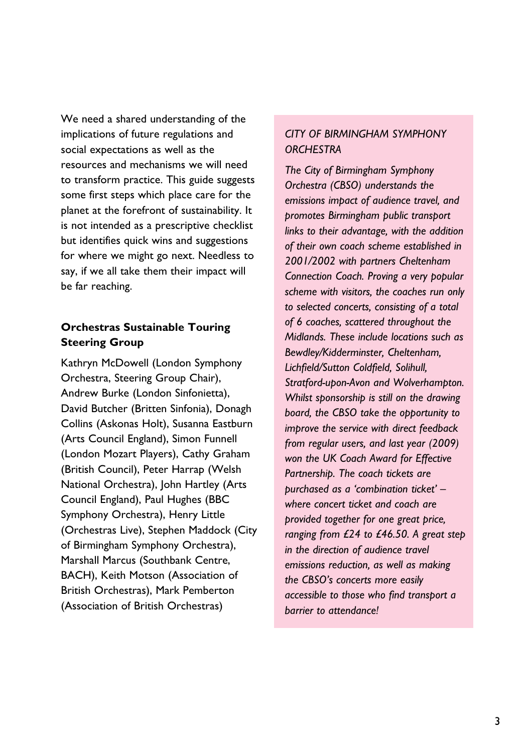We need a shared understanding of the implications of future regulations and social expectations as well as the resources and mechanisms we will need to transform practice. This guide suggests some first steps which place care for the planet at the forefront of sustainability. It is not intended as a prescriptive checklist but identifies quick wins and suggestions for where we might go next. Needless to say, if we all take them their impact will be far reaching.

**Orchestras Sustainable Touring Steering Group**

Kathryn McDowell (London Symphony Orchestra, Steering Group Chair), Andrew Burke (London Sinfonietta), David Butcher (Britten Sinfonia), Donagh Collins (Askonas Holt), Susanna Eastburn (Arts Council England), Simon Funnell (London Mozart Players), Cathy Graham (British Council), Peter Harrap (Welsh National Orchestra), John Hartley (Arts Council England), Paul Hughes (BBC Symphony Orchestra), Henry Little (Orchestras Live), Stephen Maddock (City of Birmingham Symphony Orchestra), Marshall Marcus (Southbank Centre, BACH), Keith Motson (Association of British Orchestras), Mark Pemberton (Association of British Orchestras)

*CITY OF BIRMINGHAM SYMPHONY ORCHESTRA*

*The City of Birmingham Symphony Orchestra (CBSO) understands the emissions impact of audience travel, and promotes Birmingham public transport links to their advantage, with the addition of their own coach scheme established in 2001/2002 with partners Cheltenham Connection Coach. Proving a very popular scheme with visitors, the coaches run only to selected concerts, consisting of a total of 6 coaches, scattered throughout the Midlands. These include locations such as Bewdley/Kidderminster, Cheltenham, Lichfield/Sutton Coldfield, Solihull, Stratford-upon-Avon and Wolverhampton. Whilst sponsorship is still on the drawing board, the CBSO take the opportunity to improve the service with direct feedback from regular users, and last year (2009) won the UK Coach Award for Effective Partnership. The coach tickets are purchased as a 'combination ticket' – where concert ticket and coach are provided together for one great price, ranging from £24 to £46.50. A great step in the direction of audience travel emissions reduction, as well as making the CBSO's concerts more easily accessible to those who find transport a barrier to attendance!*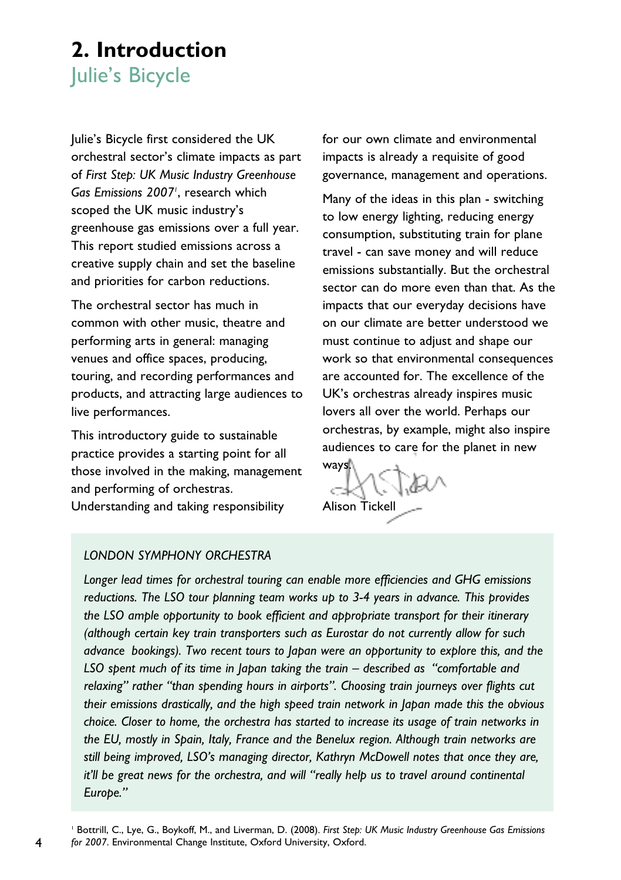# 2. Introduction

## Julie's Bicycle

Julie's Bicycle first considered the UK orchestral sector's climate impacts as part of *First Step: UK Music Industry Greenhouse Gas Emissions 2007*[1], research which scoped the UK music industry's greenhouse gas emissions over a full year. This report studied emissions across a creative supply chain and set the baseline and priorities for carbon reductions.

The orchestral sector has much in common with other music, theatre and performing arts in general: managing venues and office spaces, producing, touring, and recording performances and products, and attracting large audiences to live performances.

This introductory guide to sustainable practice provides a starting point for all those involved in the making, management and performing of orchestras. Understanding and taking responsibility for our own climate and environmental impacts is already a requisite of good governance, management and operations.

Many of the ideas in this plan - switching to low energy lighting, reducing energy consumption, substituting train for plane travel - can save money and will reduce emissions substantially. But the orchestral sector can do more even than that. As the impacts that our everyday decisions have on our climate are better understood we must continue to adjust and shape our work so that environmental consequences are accounted for. The excellence of the UK's orchestras already inspires music lovers all over the world. Perhaps our orchestras, by example, might also inspire audiences to care for the planet in new ways.

Alison Tickell

*LONDON SYMPHONY ORCHESTRA*

*Longer lead times for orchestral touring can enable more efficiencies and GHG emissions reductions. The LSO tour planning team works up to 3-4 years in advance. This provides the LSO ample opportunity to book efficient and appropriate transport for their itinerary (although certain key train transporters such as Eurostar do not currently allow for such advance bookings). Two recent tours to Japan were an opportunity to explore this, and the LSO spent much of its time in Japan taking the train – described as "comfortable and relaxing" rather "than spending hours in airports". Choosing train journeys over flights cut their emissions drastically, and the high speed train network in Japan made this the obvious choice. Closer to home, the orchestra has started to increase its usage of train networks in the EU, mostly in Spain, Italy, France and the Benelux region. Although train networks are still being improved, LSO's managing director, Kathryn McDowell notes that once they are, it'll be great news for the orchestra, and will "really help us to travel around continental Europe."*

[1] Bottrill, C., Lye, G., Boykoff, M., and Liverman, D. (2008). *First Step: UK Music Industry Greenhouse Gas Emissions for 2007*. Environmental Change Institute, Oxford University, Oxford.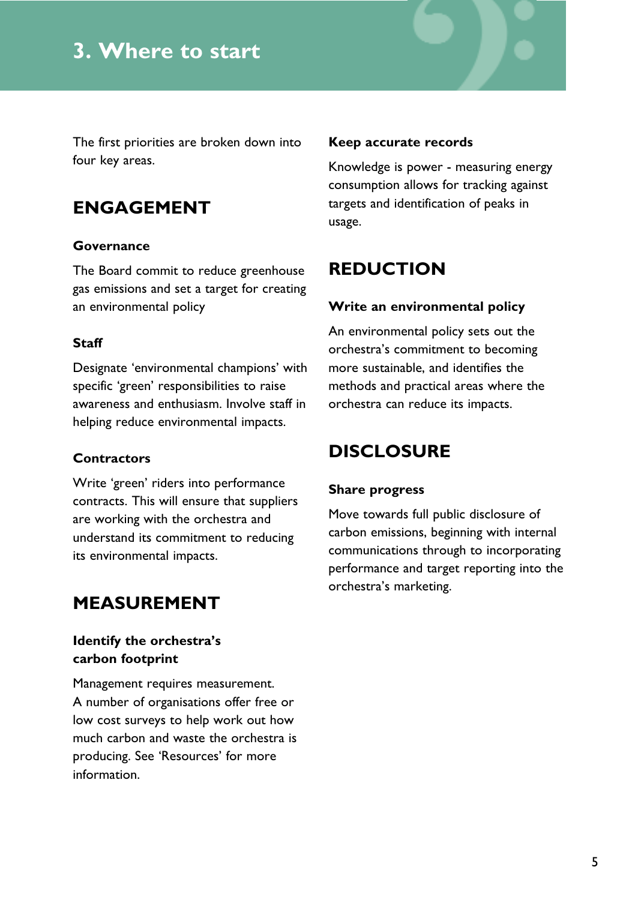# 3. Where to start

The first priorities are broken down into four key areas.

## ENGAGEMENT

### Governance

The Board commit to reduce greenhouse gas emissions and set a target for creating an environmental policy

### Staff

Designate 'environmental champions' with specific 'green' responsibilities to raise awareness and enthusiasm. Involve staff in helping reduce environmental impacts.

### Contractors

Write 'green' riders into performance contracts. This will ensure that suppliers are working with the orchestra and understand its commitment to reducing its environmental impacts.

## MEASUREMENT

### Identify the orchestra's carbon footprint

Management requires measurement. A number of organisations offer free or low cost surveys to help work out how much carbon and waste the orchestra is producing. See 'Resources' for more information.

### Keep accurate records

Knowledge is power - measuring energy consumption allows for tracking against targets and identification of peaks in usage.

## REDUCTION

### Write an environmental policy

An environmental policy sets out the orchestra's commitment to becoming more sustainable, and identifies the methods and practical areas where the orchestra can reduce its impacts.

## DISCLOSURE

### Share progress

Move towards full public disclosure of carbon emissions, beginning with internal communications through to incorporating performance and target reporting into the orchestra's marketing.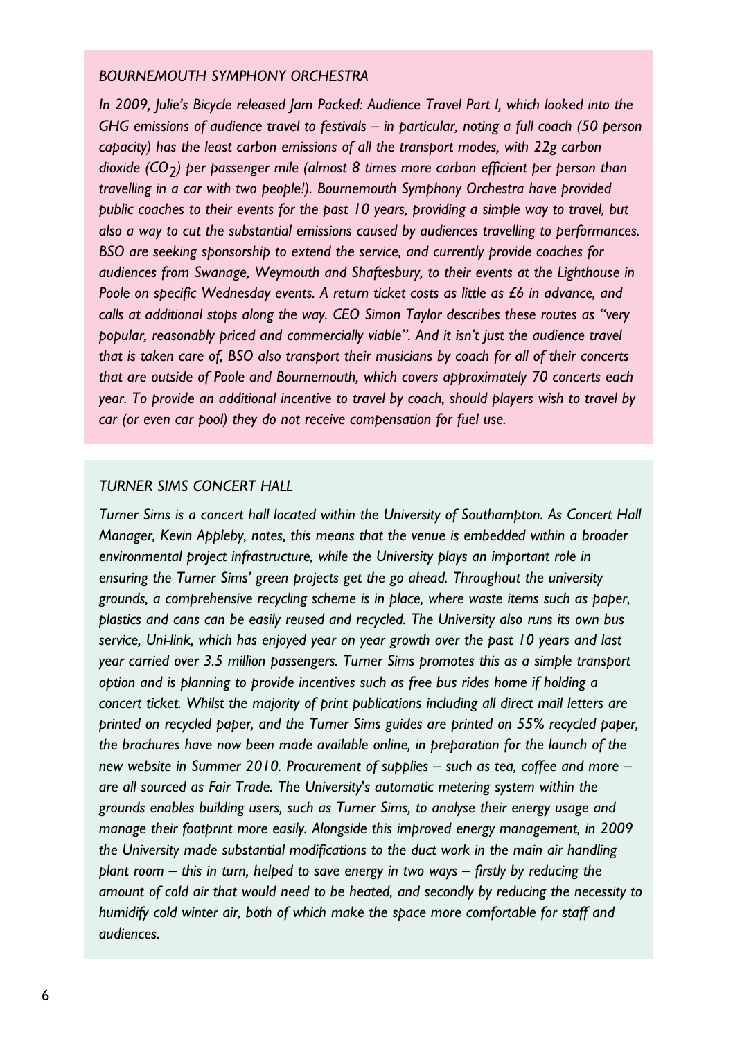### *BOURNEMOUTH SYMPHONY ORCHESTRA*

*In 2009, Julie's Bicycle released Jam Packed: Audience Travel Part I, which looked into the GHG emissions of audience travel to festivals – in particular, noting a full coach (50 person capacity) has the least carbon emissions of all the transport modes, with 22g carbon dioxide ($CO_2$) per passenger mile (almost 8 times more carbon efficient per person than travelling in a car with two people!). Bournemouth Symphony Orchestra have provided public coaches to their events for the past 10 years, providing a simple way to travel, but also a way to cut the substantial emissions caused by audiences travelling to performances. BSO are seeking sponsorship to extend the service, and currently provide coaches for audiences from Swanage, Weymouth and Shaftesbury, to their events at the Lighthouse in Poole on specific Wednesday events. A return ticket costs as little as £6 in advance, and calls at additional stops along the way. CEO Simon Taylor describes these routes as "very popular, reasonably priced and commercially viable". And it isn't just the audience travel that is taken care of, BSO also transport their musicians by coach for all of their concerts that are outside of Poole and Bournemouth, which covers approximately 70 concerts each year. To provide an additional incentive to travel by coach, should players wish to travel by car (or even car pool) they do not receive compensation for fuel use.*

### *TURNER SIMS CONCERT HALL*

*Turner Sims is a concert hall located within the University of Southampton. As Concert Hall Manager, Kevin Appleby, notes, this means that the venue is embedded within a broader environmental project infrastructure, while the University plays an important role in ensuring the Turner Sims' green projects get the go ahead. Throughout the university grounds, a comprehensive recycling scheme is in place, where waste items such as paper, plastics and cans can be easily reused and recycled. The University also runs its own bus service, Uni-link, which has enjoyed year on year growth over the past 10 years and last year carried over 3.5 million passengers. Turner Sims promotes this as a simple transport option and is planning to provide incentives such as free bus rides home if holding a concert ticket. Whilst the majority of print publications including all direct mail letters are printed on recycled paper, and the Turner Sims guides are printed on 55% recycled paper, the brochures have now been made available online, in preparation for the launch of the new website in Summer 2010. Procurement of supplies – such as tea, coffee and more – are all sourced as Fair Trade. The University's automatic metering system within the grounds enables building users, such as Turner Sims, to analyse their energy usage and manage their footprint more easily. Alongside this improved energy management, in 2009 the University made substantial modifications to the duct work in the main air handling plant room – this in turn, helped to save energy in two ways – firstly by reducing the amount of cold air that would need to be heated, and secondly by reducing the necessity to humidify cold winter air, both of which make the space more comfortable for staff and audiences.*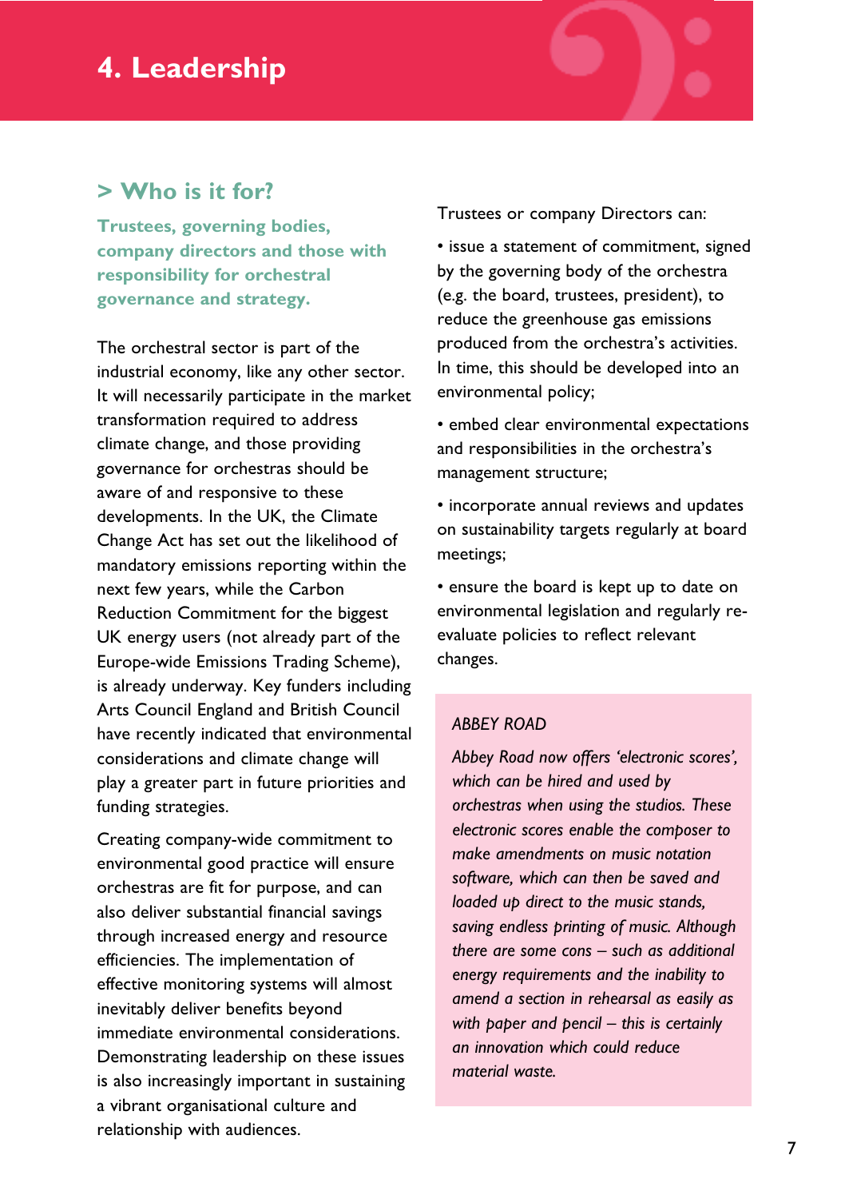# 4. Leadership

## > Who is it for?

**Trustees, governing bodies, company directors and those with responsibility for orchestral governance and strategy.**

The orchestral sector is part of the industrial economy, like any other sector. It will necessarily participate in the market transformation required to address climate change, and those providing governance for orchestras should be aware of and responsive to these developments. In the UK, the Climate Change Act has set out the likelihood of mandatory emissions reporting within the next few years, while the Carbon Reduction Commitment for the biggest UK energy users (not already part of the Europe-wide Emissions Trading Scheme), is already underway. Key funders including Arts Council England and British Council have recently indicated that environmental considerations and climate change will play a greater part in future priorities and funding strategies.

Creating company-wide commitment to environmental good practice will ensure orchestras are fit for purpose, and can also deliver substantial financial savings through increased energy and resource efficiencies. The implementation of effective monitoring systems will almost inevitably deliver benefits beyond immediate environmental considerations. Demonstrating leadership on these issues is also increasingly important in sustaining a vibrant organisational culture and relationship with audiences.

Trustees or company Directors can:

- issue a statement of commitment, signed by the governing body of the orchestra (e.g. the board, trustees, president), to reduce the greenhouse gas emissions produced from the orchestra's activities. In time, this should be developed into an environmental policy;
- embed clear environmental expectations and responsibilities in the orchestra's management structure;
- incorporate annual reviews and updates on sustainability targets regularly at board meetings;
- ensure the board is kept up to date on environmental legislation and regularly re-evaluate policies to reflect relevant changes.

*ABBEY ROAD*

*Abbey Road now offers 'electronic scores', which can be hired and used by orchestras when using the studios. These electronic scores enable the composer to make amendments on music notation software, which can then be saved and loaded up direct to the music stands, saving endless printing of music. Although there are some cons – such as additional energy requirements and the inability to amend a section in rehearsal as easily as with paper and pencil – this is certainly an innovation which could reduce material waste.*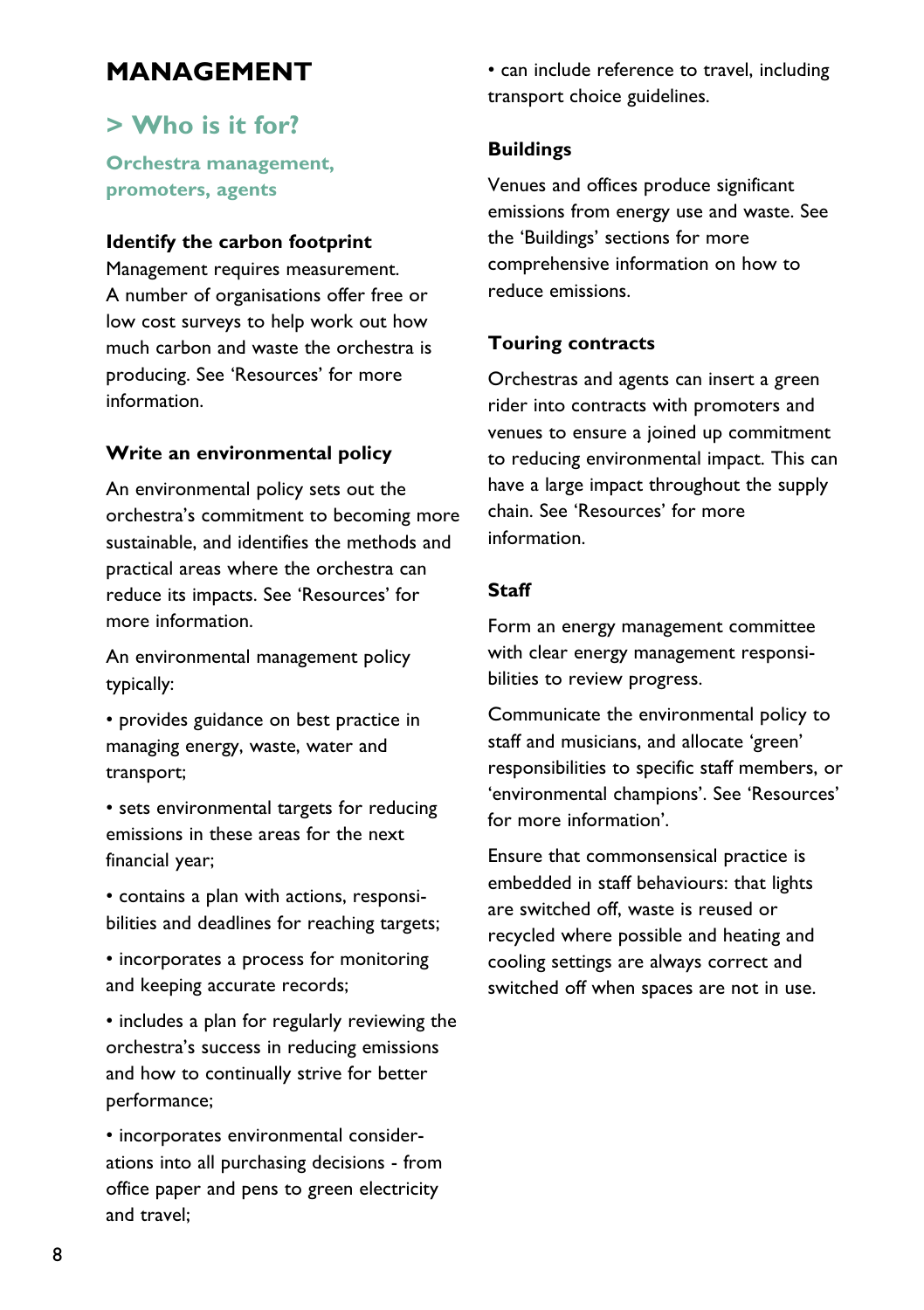# MANAGEMENT

## > Who is it for?

**Orchestra management, promoters, agents**

### Identify the carbon footprint

Management requires measurement. A number of organisations offer free or low cost surveys to help work out how much carbon and waste the orchestra is producing. See 'Resources' for more information.

### Write an environmental policy

An environmental policy sets out the orchestra's commitment to becoming more sustainable, and identifies the methods and practical areas where the orchestra can reduce its impacts. See 'Resources' for more information.

An environmental management policy typically:

- provides guidance on best practice in managing energy, waste, water and transport;
- sets environmental targets for reducing emissions in these areas for the next financial year;
- contains a plan with actions, responsibilities and deadlines for reaching targets;
- incorporates a process for monitoring and keeping accurate records;
- includes a plan for regularly reviewing the orchestra's success in reducing emissions and how to continually strive for better performance;
- incorporates environmental considerations into all purchasing decisions - from office paper and pens to green electricity and travel;
- can include reference to travel, including transport choice guidelines.

### Buildings

Venues and offices produce significant emissions from energy use and waste. See the 'Buildings' sections for more comprehensive information on how to reduce emissions.

### Touring contracts

Orchestras and agents can insert a green rider into contracts with promoters and venues to ensure a joined up commitment to reducing environmental impact. This can have a large impact throughout the supply chain. See 'Resources' for more information.

### Staff

Form an energy management committee with clear energy management responsibilities to review progress.

Communicate the environmental policy to staff and musicians, and allocate 'green' responsibilities to specific staff members, or 'environmental champions'. See 'Resources' for more information'.

Ensure that commonsensical practice is embedded in staff behaviours: that lights are switched off, waste is reused or recycled where possible and heating and cooling settings are always correct and switched off when spaces are not in use.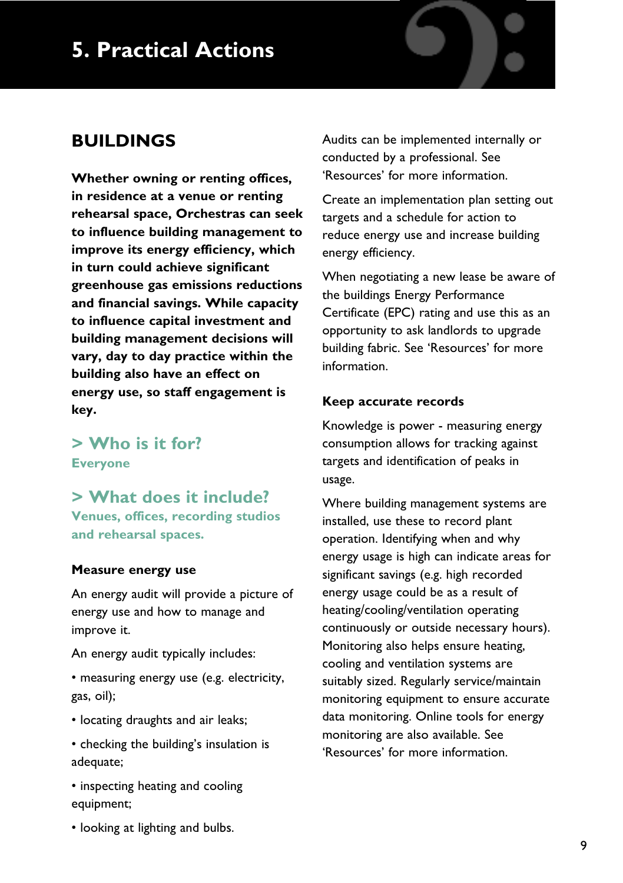# 5. Practical Actions

## BUILDINGS

**Whether owning or renting offices, in residence at a venue or renting rehearsal space, Orchestras can seek to influence building management to improve its energy efficiency, which in turn could achieve significant greenhouse gas emissions reductions and financial savings. While capacity to influence capital investment and building management decisions will vary, day to day practice within the building also have an effect on energy use, so staff engagement is key.**

### > Who is it for?

**Everyone**

### > What does it include?

**Venues, offices, recording studios and rehearsal spaces.**

#### Measure energy use

An energy audit will provide a picture of energy use and how to manage and improve it.

An energy audit typically includes:

- measuring energy use (e.g. electricity, gas, oil);
- locating draughts and air leaks;
- checking the building's insulation is adequate;
- inspecting heating and cooling equipment;
- looking at lighting and bulbs.

Audits can be implemented internally or conducted by a professional. See 'Resources' for more information.

Create an implementation plan setting out targets and a schedule for action to reduce energy use and increase building energy efficiency.

When negotiating a new lease be aware of the buildings Energy Performance Certificate (EPC) rating and use this as an opportunity to ask landlords to upgrade building fabric. See 'Resources' for more information.

#### Keep accurate records

Knowledge is power - measuring energy consumption allows for tracking against targets and identification of peaks in usage.

Where building management systems are installed, use these to record plant operation. Identifying when and why energy usage is high can indicate areas for significant savings (e.g. high recorded energy usage could be as a result of heating/cooling/ventilation operating continuously or outside necessary hours). Monitoring also helps ensure heating, cooling and ventilation systems are suitably sized. Regularly service/maintain monitoring equipment to ensure accurate data monitoring. Online tools for energy monitoring are also available. See 'Resources' for more information.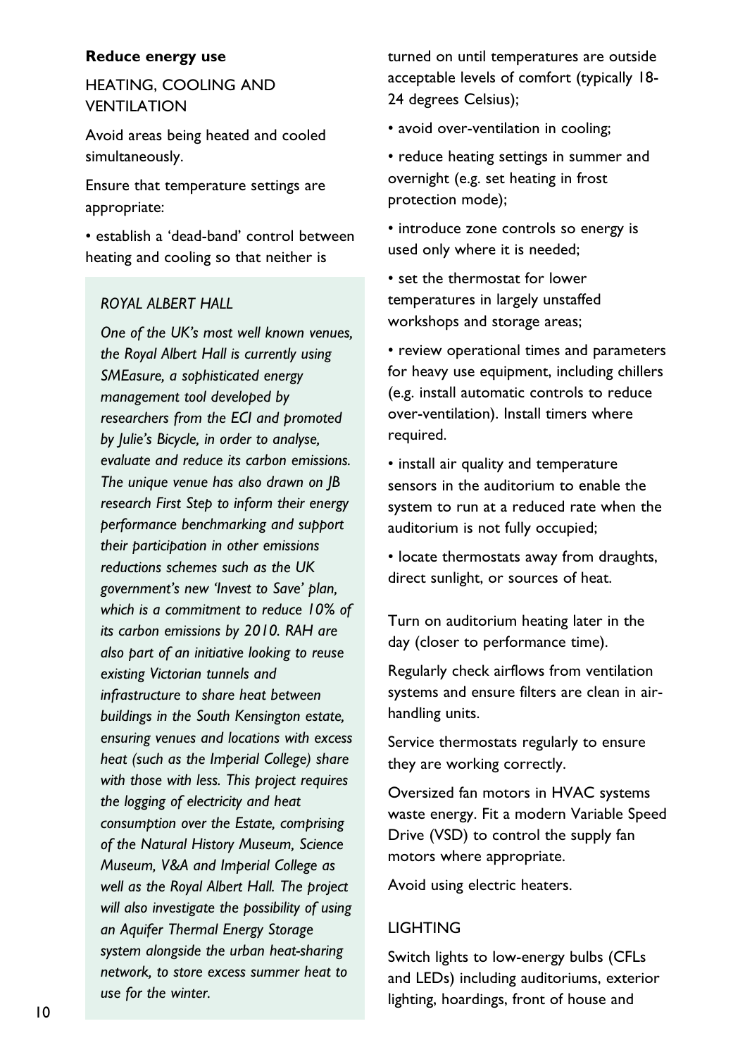**Reduce energy use**

HEATING, COOLING AND VENTILATION

Avoid areas being heated and cooled simultaneously.

Ensure that temperature settings are appropriate:

- establish a 'dead-band' control between heating and cooling so that neither is turned on until temperatures are outside acceptable levels of comfort (typically 18-24 degrees Celsius);
- avoid over-ventilation in cooling;
- reduce heating settings in summer and overnight (e.g. set heating in frost protection mode);
- introduce zone controls so energy is used only where it is needed;
- set the thermostat for lower temperatures in largely unstaffed workshops and storage areas;
- review operational times and parameters for heavy use equipment, including chillers (e.g. install automatic controls to reduce over-ventilation). Install timers where required.
- install air quality and temperature sensors in the auditorium to enable the system to run at a reduced rate when the auditorium is not fully occupied;
- locate thermostats away from draughts, direct sunlight, or sources of heat.

Turn on auditorium heating later in the day (closer to performance time).

Regularly check airflows from ventilation systems and ensure filters are clean in air-handling units.

Service thermostats regularly to ensure they are working correctly.

Oversized fan motors in HVAC systems waste energy. Fit a modern Variable Speed Drive (VSD) to control the supply fan motors where appropriate.

Avoid using electric heaters.

*ROYAL ALBERT HALL*

*One of the UK's most well known venues, the Royal Albert Hall is currently using SMEasure, a sophisticated energy management tool developed by researchers from the ECI and promoted by Julie's Bicycle, in order to analyse, evaluate and reduce its carbon emissions. The unique venue has also drawn on JB research First Step to inform their energy performance benchmarking and support their participation in other emissions reductions schemes such as the UK government's new 'Invest to Save' plan, which is a commitment to reduce 10% of its carbon emissions by 2010. RAH are also part of an initiative looking to reuse existing Victorian tunnels and infrastructure to share heat between buildings in the South Kensington estate, ensuring venues and locations with excess heat (such as the Imperial College) share with those with less. This project requires the logging of electricity and heat consumption over the Estate, comprising of the Natural History Museum, Science Museum, V&A and Imperial College as well as the Royal Albert Hall. The project will also investigate the possibility of using an Aquifer Thermal Energy Storage system alongside the urban heat-sharing network, to store excess summer heat to use for the winter.*

LIGHTING

Switch lights to low-energy bulbs (CFLs and LEDs) including auditoriums, exterior lighting, hoardings, front of house and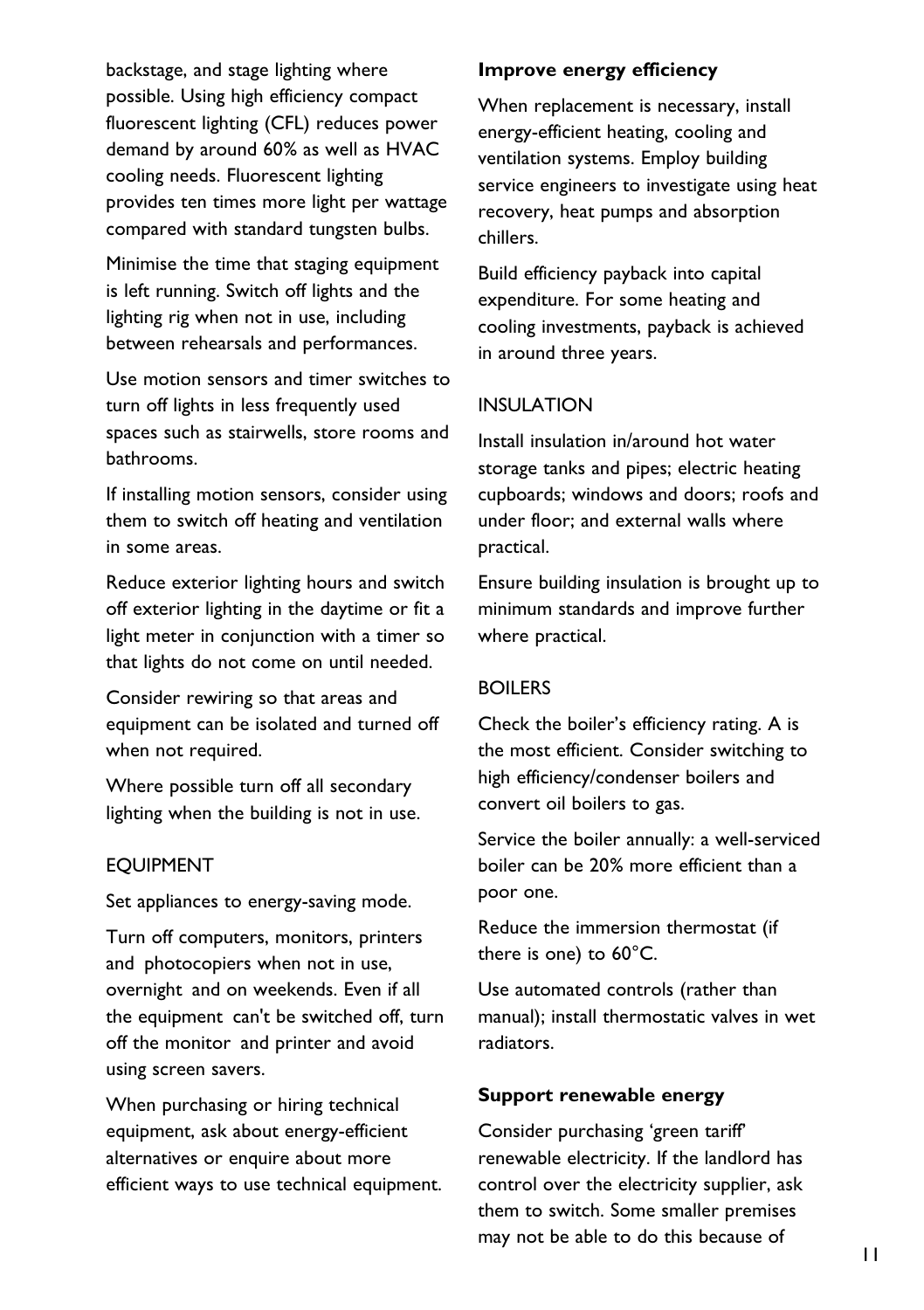backstage, and stage lighting where possible. Using high efficiency compact fluorescent lighting (CFL) reduces power demand by around 60% as well as HVAC cooling needs. Fluorescent lighting provides ten times more light per wattage compared with standard tungsten bulbs.

Minimise the time that staging equipment is left running. Switch off lights and the lighting rig when not in use, including between rehearsals and performances.

Use motion sensors and timer switches to turn off lights in less frequently used spaces such as stairwells, store rooms and bathrooms.

If installing motion sensors, consider using them to switch off heating and ventilation in some areas.

Reduce exterior lighting hours and switch off exterior lighting in the daytime or fit a light meter in conjunction with a timer so that lights do not come on until needed.

Consider rewiring so that areas and equipment can be isolated and turned off when not required.

Where possible turn off all secondary lighting when the building is not in use.

EQUIPMENT

Set appliances to energy-saving mode.

Turn off computers, monitors, printers and photocopiers when not in use, overnight and on weekends. Even if all the equipment can't be switched off, turn off the monitor and printer and avoid using screen savers.

When purchasing or hiring technical equipment, ask about energy-efficient alternatives or enquire about more efficient ways to use technical equipment.

**Improve energy efficiency**

When replacement is necessary, install energy-efficient heating, cooling and ventilation systems. Employ building service engineers to investigate using heat recovery, heat pumps and absorption chillers.

Build efficiency payback into capital expenditure. For some heating and cooling investments, payback is achieved in around three years.

INSULATION

Install insulation in/around hot water storage tanks and pipes; electric heating cupboards; windows and doors; roofs and under floor; and external walls where practical.

Ensure building insulation is brought up to minimum standards and improve further where practical.

BOILERS

Check the boiler's efficiency rating. A is the most efficient. Consider switching to high efficiency/condenser boilers and convert oil boilers to gas.

Service the boiler annually: a well-serviced boiler can be 20% more efficient than a poor one.

Reduce the immersion thermostat (if there is one) to 60°C.

Use automated controls (rather than manual); install thermostatic valves in wet radiators.

**Support renewable energy**

Consider purchasing 'green tariff' renewable electricity. If the landlord has control over the electricity supplier, ask them to switch. Some smaller premises may not be able to do this because of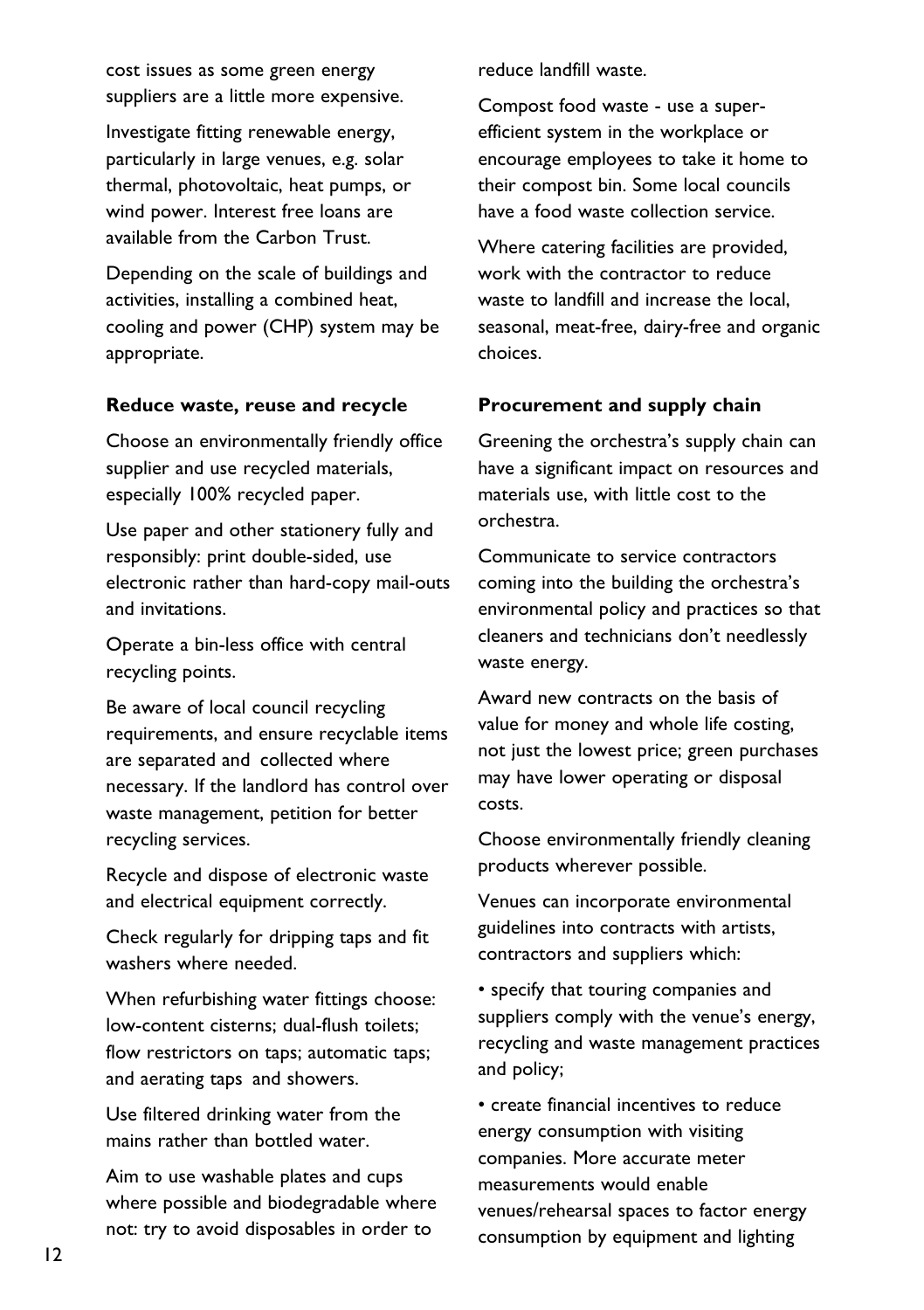cost issues as some green energy suppliers are a little more expensive.

Investigate fitting renewable energy, particularly in large venues, e.g. solar thermal, photovoltaic, heat pumps, or wind power. Interest free loans are available from the Carbon Trust.

Depending on the scale of buildings and activities, installing a combined heat, cooling and power (CHP) system may be appropriate.

**Reduce waste, reuse and recycle**

Choose an environmentally friendly office supplier and use recycled materials, especially 100% recycled paper.

Use paper and other stationery fully and responsibly: print double-sided, use electronic rather than hard-copy mail-outs and invitations.

Operate a bin-less office with central recycling points.

Be aware of local council recycling requirements, and ensure recyclable items are separated and collected where necessary. If the landlord has control over waste management, petition for better recycling services.

Recycle and dispose of electronic waste and electrical equipment correctly.

Check regularly for dripping taps and fit washers where needed.

When refurbishing water fittings choose: low-content cisterns; dual-flush toilets; flow restrictors on taps; automatic taps; and aerating taps and showers.

Use filtered drinking water from the mains rather than bottled water.

Aim to use washable plates and cups where possible and biodegradable where not: try to avoid disposables in order to reduce landfill waste.

Compost food waste - use a super-efficient system in the workplace or encourage employees to take it home to their compost bin. Some local councils have a food waste collection service.

Where catering facilities are provided, work with the contractor to reduce waste to landfill and increase the local, seasonal, meat-free, dairy-free and organic choices.

**Procurement and supply chain**

Greening the orchestra's supply chain can have a significant impact on resources and materials use, with little cost to the orchestra.

Communicate to service contractors coming into the building the orchestra's environmental policy and practices so that cleaners and technicians don't needlessly waste energy.

Award new contracts on the basis of value for money and whole life costing, not just the lowest price; green purchases may have lower operating or disposal costs.

Choose environmentally friendly cleaning products wherever possible.

Venues can incorporate environmental guidelines into contracts with artists, contractors and suppliers which:

- specify that touring companies and suppliers comply with the venue's energy, recycling and waste management practices and policy;
- create financial incentives to reduce energy consumption with visiting companies. More accurate meter measurements would enable venues/rehearsal spaces to factor energy consumption by equipment and lighting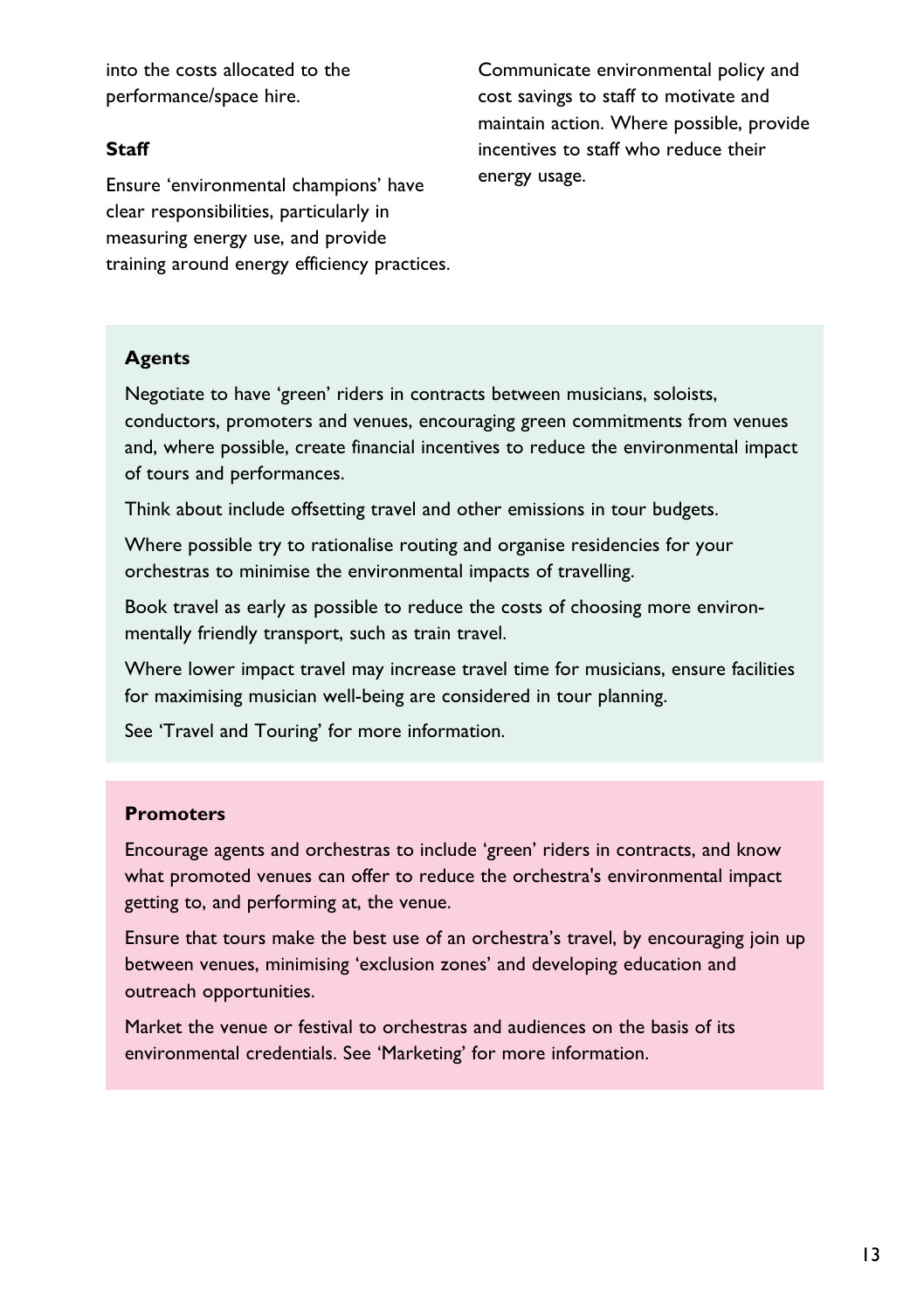into the costs allocated to the performance/space hire.

**Staff**

Ensure 'environmental champions' have clear responsibilities, particularly in measuring energy use, and provide training around energy efficiency practices.

Communicate environmental policy and cost savings to staff to motivate and maintain action. Where possible, provide incentives to staff who reduce their energy usage.

**Agents**

Negotiate to have 'green' riders in contracts between musicians, soloists, conductors, promoters and venues, encouraging green commitments from venues and, where possible, create financial incentives to reduce the environmental impact of tours and performances.

Think about include offsetting travel and other emissions in tour budgets.

Where possible try to rationalise routing and organise residencies for your orchestras to minimise the environmental impacts of travelling.

Book travel as early as possible to reduce the costs of choosing more environmentally friendly transport, such as train travel.

Where lower impact travel may increase travel time for musicians, ensure facilities for maximising musician well-being are considered in tour planning.

See 'Travel and Touring' for more information.

**Promoters**

Encourage agents and orchestras to include 'green' riders in contracts, and know what promoted venues can offer to reduce the orchestra's environmental impact getting to, and performing at, the venue.

Ensure that tours make the best use of an orchestra's travel, by encouraging join up between venues, minimising 'exclusion zones' and developing education and outreach opportunities.

Market the venue or festival to orchestras and audiences on the basis of its environmental credentials. See 'Marketing' for more information.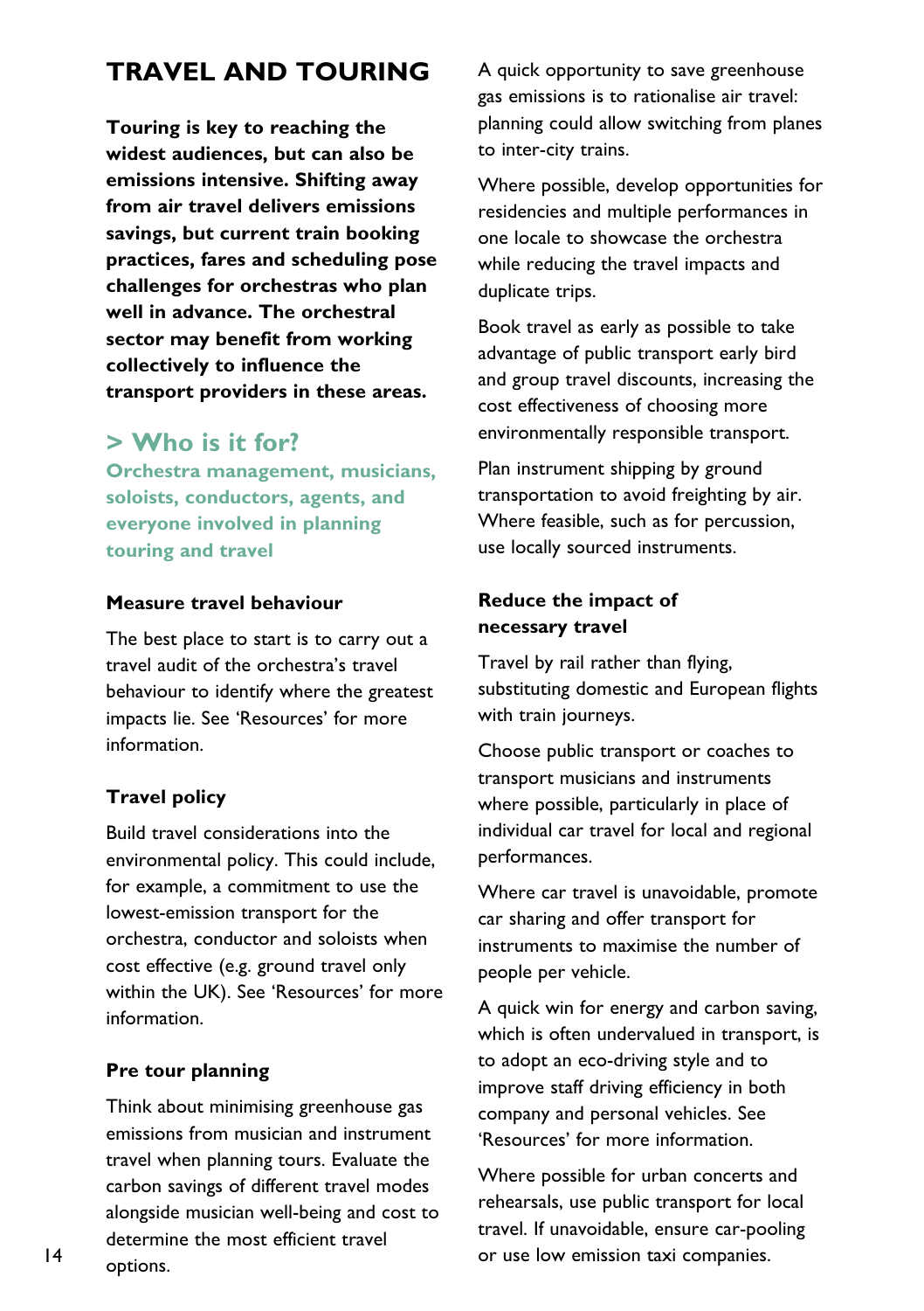# TRAVEL AND TOURING

**Touring is key to reaching the widest audiences, but can also be emissions intensive. Shifting away from air travel delivers emissions savings, but current train booking practices, fares and scheduling pose challenges for orchestras who plan well in advance. The orchestral sector may benefit from working collectively to influence the transport providers in these areas.**

## > Who is it for?

**Orchestra management, musicians, soloists, conductors, agents, and everyone involved in planning touring and travel**

### Measure travel behaviour

The best place to start is to carry out a travel audit of the orchestra's travel behaviour to identify where the greatest impacts lie. See 'Resources' for more information.

### Travel policy

Build travel considerations into the environmental policy. This could include, for example, a commitment to use the lowest-emission transport for the orchestra, conductor and soloists when cost effective (e.g. ground travel only within the UK). See 'Resources' for more information.

### Pre tour planning

Think about minimising greenhouse gas emissions from musician and instrument travel when planning tours. Evaluate the carbon savings of different travel modes alongside musician well-being and cost to determine the most efficient travel options.

A quick opportunity to save greenhouse gas emissions is to rationalise air travel: planning could allow switching from planes to inter-city trains.

Where possible, develop opportunities for residencies and multiple performances in one locale to showcase the orchestra while reducing the travel impacts and duplicate trips.

Book travel as early as possible to take advantage of public transport early bird and group travel discounts, increasing the cost effectiveness of choosing more environmentally responsible transport.

Plan instrument shipping by ground transportation to avoid freighting by air. Where feasible, such as for percussion, use locally sourced instruments.

### Reduce the impact of necessary travel

Travel by rail rather than flying, substituting domestic and European flights with train journeys.

Choose public transport or coaches to transport musicians and instruments where possible, particularly in place of individual car travel for local and regional performances.

Where car travel is unavoidable, promote car sharing and offer transport for instruments to maximise the number of people per vehicle.

A quick win for energy and carbon saving, which is often undervalued in transport, is to adopt an eco-driving style and to improve staff driving efficiency in both company and personal vehicles. See 'Resources' for more information.

Where possible for urban concerts and rehearsals, use public transport for local travel. If unavoidable, ensure car-pooling or use low emission taxi companies.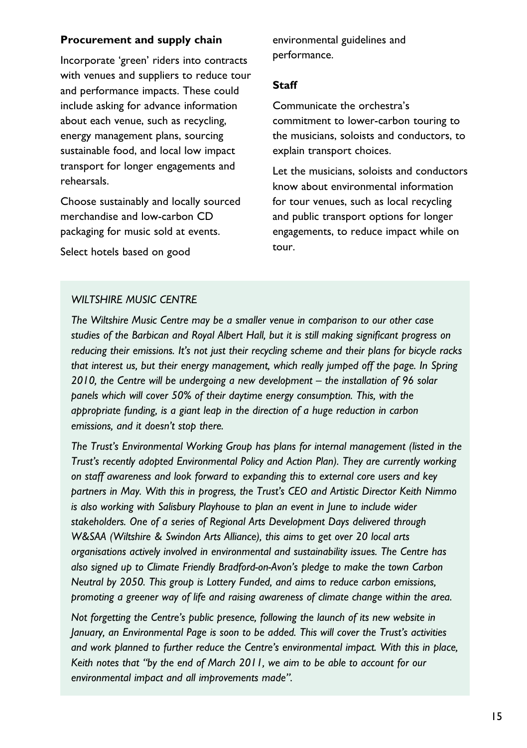**Procurement and supply chain**

Incorporate 'green' riders into contracts with venues and suppliers to reduce tour and performance impacts. These could include asking for advance information about each venue, such as recycling, energy management plans, sourcing sustainable food, and local low impact transport for longer engagements and rehearsals.

Choose sustainably and locally sourced merchandise and low-carbon CD packaging for music sold at events.

Select hotels based on good environmental guidelines and performance.

**Staff**

Communicate the orchestra's commitment to lower-carbon touring to the musicians, soloists and conductors, to explain transport choices.

Let the musicians, soloists and conductors know about environmental information for tour venues, such as local recycling and public transport options for longer engagements, to reduce impact while on tour.

*WILTSHIRE MUSIC CENTRE*

*The Wiltshire Music Centre may be a smaller venue in comparison to our other case studies of the Barbican and Royal Albert Hall, but it is still making significant progress on reducing their emissions. It's not just their recycling scheme and their plans for bicycle racks that interest us, but their energy management, which really jumped off the page. In Spring 2010, the Centre will be undergoing a new development – the installation of 96 solar panels which will cover 50% of their daytime energy consumption. This, with the appropriate funding, is a giant leap in the direction of a huge reduction in carbon emissions, and it doesn't stop there.*

*The Trust's Environmental Working Group has plans for internal management (listed in the Trust's recently adopted Environmental Policy and Action Plan). They are currently working on staff awareness and look forward to expanding this to external core users and key partners in May. With this in progress, the Trust's CEO and Artistic Director Keith Nimmo is also working with Salisbury Playhouse to plan an event in June to include wider stakeholders. One of a series of Regional Arts Development Days delivered through W&SAA (Wiltshire & Swindon Arts Alliance), this aims to get over 20 local arts organisations actively involved in environmental and sustainability issues. The Centre has also signed up to Climate Friendly Bradford-on-Avon's pledge to make the town Carbon Neutral by 2050. This group is Lottery Funded, and aims to reduce carbon emissions, promoting a greener way of life and raising awareness of climate change within the area.*

*Not forgetting the Centre's public presence, following the launch of its new website in January, an Environmental Page is soon to be added. This will cover the Trust's activities and work planned to further reduce the Centre's environmental impact. With this in place, Keith notes that "by the end of March 2011, we aim to be able to account for our environmental impact and all improvements made".*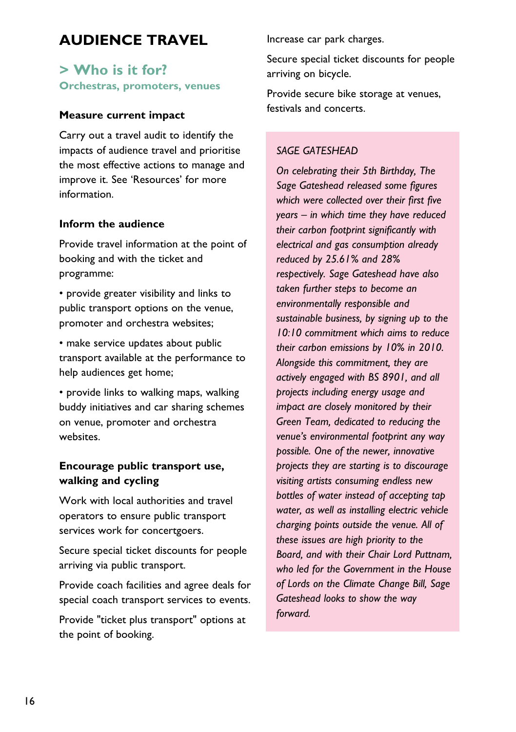# AUDIENCE TRAVEL

## > Who is it for?

**Orchestras, promoters, venues**

### Measure current impact

Carry out a travel audit to identify the impacts of audience travel and prioritise the most effective actions to manage and improve it. See 'Resources' for more information.

### Inform the audience

Provide travel information at the point of booking and with the ticket and programme:

- provide greater visibility and links to public transport options on the venue, promoter and orchestra websites;
- make service updates about public transport available at the performance to help audiences get home;
- provide links to walking maps, walking buddy initiatives and car sharing schemes on venue, promoter and orchestra websites.

### Encourage public transport use, walking and cycling

Work with local authorities and travel operators to ensure public transport services work for concertgoers.

Secure special ticket discounts for people arriving via public transport.

Provide coach facilities and agree deals for special coach transport services to events.

Provide "ticket plus transport" options at the point of booking.

Increase car park charges.

Secure special ticket discounts for people arriving on bicycle.

Provide secure bike storage at venues, festivals and concerts.

*SAGE GATESHEAD*

*On celebrating their 5th Birthday, The Sage Gateshead released some figures which were collected over their first five years – in which time they have reduced their carbon footprint significantly with electrical and gas consumption already reduced by 25.61% and 28% respectively. Sage Gateshead have also taken further steps to become an environmentally responsible and sustainable business, by signing up to the 10:10 commitment which aims to reduce their carbon emissions by 10% in 2010. Alongside this commitment, they are actively engaged with BS 8901, and all projects including energy usage and impact are closely monitored by their Green Team, dedicated to reducing the venue's environmental footprint any way possible. One of the newer, innovative projects they are starting is to discourage visiting artists consuming endless new bottles of water instead of accepting tap water, as well as installing electric vehicle charging points outside the venue. All of these issues are high priority to the Board, and with their Chair Lord Puttnam, who led for the Government in the House of Lords on the Climate Change Bill, Sage Gateshead looks to show the way forward.*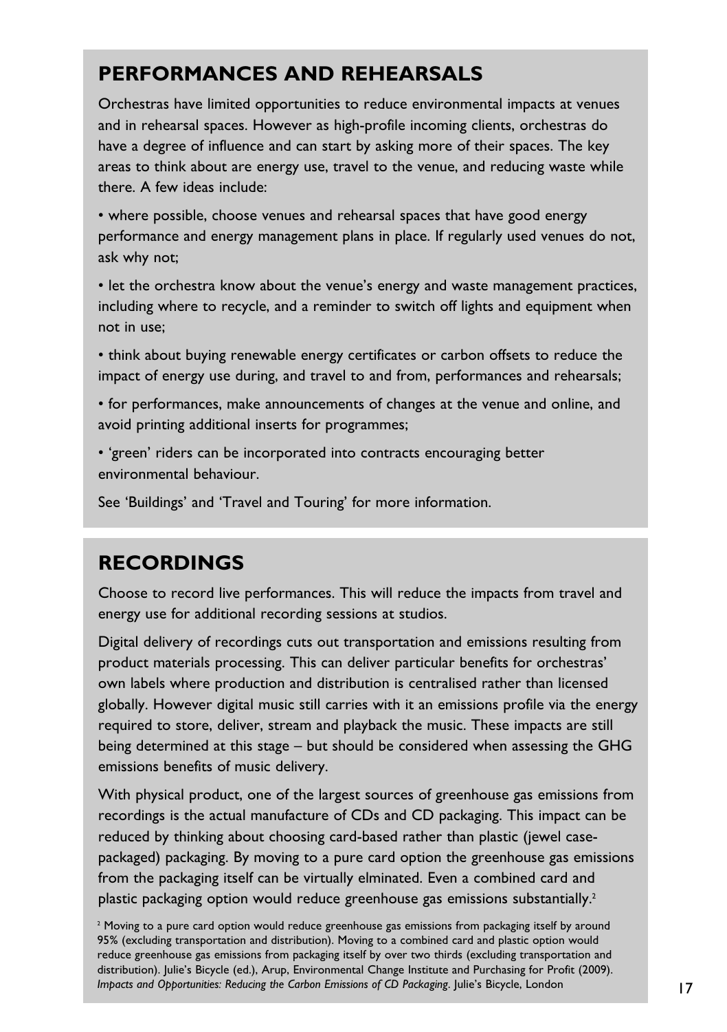## PERFORMANCES AND REHEARSALS

Orchestras have limited opportunities to reduce environmental impacts at venues and in rehearsal spaces. However as high-profile incoming clients, orchestras do have a degree of influence and can start by asking more of their spaces. The key areas to think about are energy use, travel to the venue, and reducing waste while there. A few ideas include:

- where possible, choose venues and rehearsal spaces that have good energy performance and energy management plans in place. If regularly used venues do not, ask why not;
- let the orchestra know about the venue's energy and waste management practices, including where to recycle, and a reminder to switch off lights and equipment when not in use;
- think about buying renewable energy certificates or carbon offsets to reduce the impact of energy use during, and travel to and from, performances and rehearsals;
- for performances, make announcements of changes at the venue and online, and avoid printing additional inserts for programmes;
- 'green' riders can be incorporated into contracts encouraging better environmental behaviour.

See 'Buildings' and 'Travel and Touring' for more information.

## RECORDINGS

Choose to record live performances. This will reduce the impacts from travel and energy use for additional recording sessions at studios.

Digital delivery of recordings cuts out transportation and emissions resulting from product materials processing. This can deliver particular benefits for orchestras' own labels where production and distribution is centralised rather than licensed globally. However digital music still carries with it an emissions profile via the energy required to store, deliver, stream and playback the music. These impacts are still being determined at this stage – but should be considered when assessing the GHG emissions benefits of music delivery.

With physical product, one of the largest sources of greenhouse gas emissions from recordings is the actual manufacture of CDs and CD packaging. This impact can be reduced by thinking about choosing card-based rather than plastic (jewel case-packaged) packaging. By moving to a pure card option the greenhouse gas emissions from the packaging itself can be virtually elminated. Even a combined card and plastic packaging option would reduce greenhouse gas emissions substantially.[2]

[2] Moving to a pure card option would reduce greenhouse gas emissions from packaging itself by around 95% (excluding transportation and distribution). Moving to a combined card and plastic option would reduce greenhouse gas emissions from packaging itself by over two thirds (excluding transportation and distribution). Julie's Bicycle (ed.), Arup, Environmental Change Institute and Purchasing for Profit (2009). *Impacts and Opportunities: Reducing the Carbon Emissions of CD Packaging*. Julie's Bicycle, London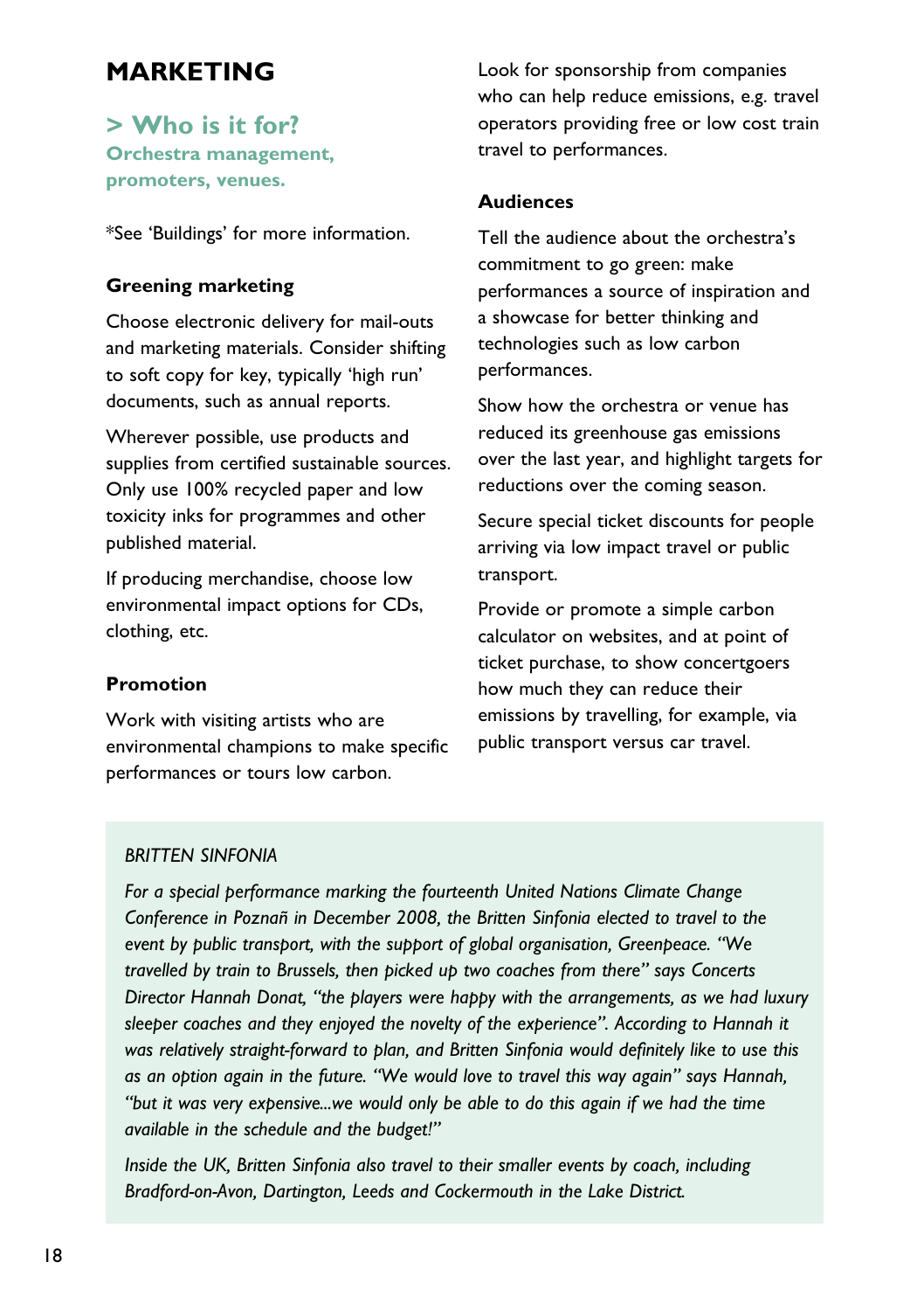# MARKETING

## > Who is it for?

**Orchestra management, promoters, venues.**

*See 'Buildings' for more information.

### Greening marketing

Choose electronic delivery for mail-outs and marketing materials. Consider shifting to soft copy for key, typically 'high run' documents, such as annual reports.

Wherever possible, use products and supplies from certified sustainable sources. Only use 100% recycled paper and low toxicity inks for programmes and other published material.

If producing merchandise, choose low environmental impact options for CDs, clothing, etc.

### Promotion

Work with visiting artists who are environmental champions to make specific performances or tours low carbon.

Look for sponsorship from companies who can help reduce emissions, e.g. travel operators providing free or low cost train travel to performances.

### Audiences

Tell the audience about the orchestra's commitment to go green: make performances a source of inspiration and a showcase for better thinking and technologies such as low carbon performances.

Show how the orchestra or venue has reduced its greenhouse gas emissions over the last year, and highlight targets for reductions over the coming season.

Secure special ticket discounts for people arriving via low impact travel or public transport.

Provide or promote a simple carbon calculator on websites, and at point of ticket purchase, to show concertgoers how much they can reduce their emissions by travelling, for example, via public transport versus car travel.

*BRITTEN SINFONIA*

*For a special performance marking the fourteenth United Nations Climate Change Conference in Poznañ in December 2008, the Britten Sinfonia elected to travel to the event by public transport, with the support of global organisation, Greenpeace. "We travelled by train to Brussels, then picked up two coaches from there" says Concerts Director Hannah Donat, "the players were happy with the arrangements, as we had luxury sleeper coaches and they enjoyed the novelty of the experience". According to Hannah it was relatively straight-forward to plan, and Britten Sinfonia would definitely like to use this as an option again in the future. "We would love to travel this way again" says Hannah, "but it was very expensive...we would only be able to do this again if we had the time available in the schedule and the budget!"*

*Inside the UK, Britten Sinfonia also travel to their smaller events by coach, including Bradford-on-Avon, Dartington, Leeds and Cockermouth in the Lake District.*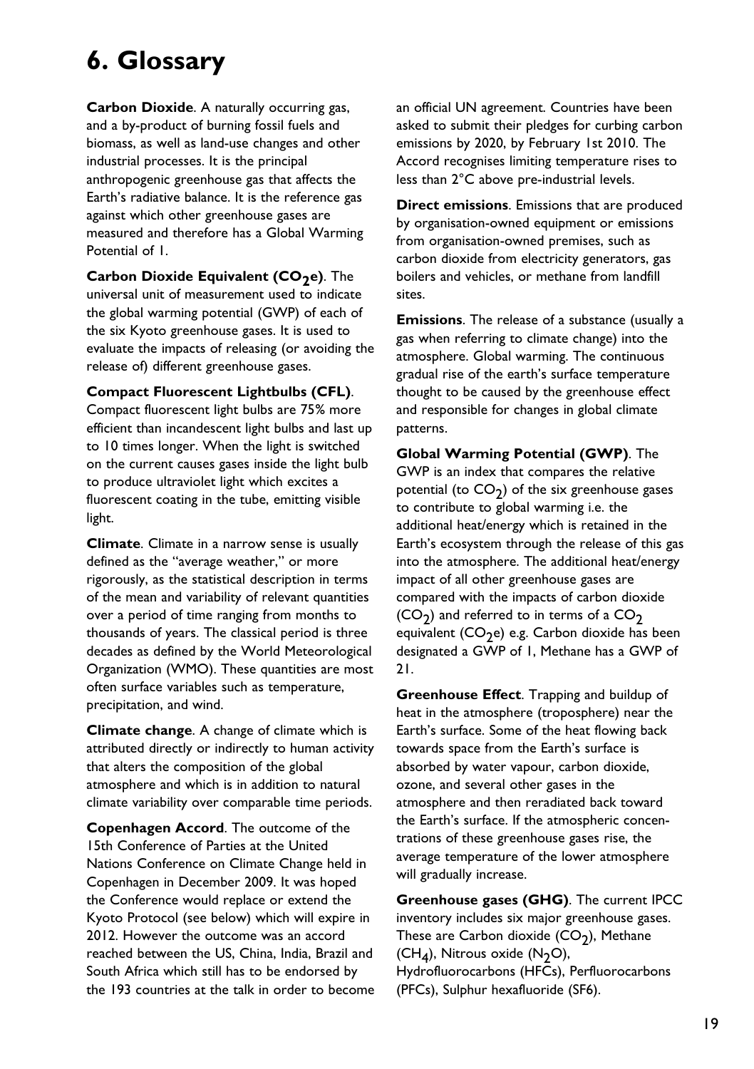# 6. Glossary

**Carbon Dioxide**. A naturally occurring gas, and a by-product of burning fossil fuels and biomass, as well as land-use changes and other industrial processes. It is the principal anthropogenic greenhouse gas that affects the Earth's radiative balance. It is the reference gas against which other greenhouse gases are measured and therefore has a Global Warming Potential of 1.

**Carbon Dioxide Equivalent ($CO_2e$)**. The universal unit of measurement used to indicate the global warming potential (GWP) of each of the six Kyoto greenhouse gases. It is used to evaluate the impacts of releasing (or avoiding the release of) different greenhouse gases.

**Compact Fluorescent Lightbulbs (CFL)**. Compact fluorescent light bulbs are 75% more efficient than incandescent light bulbs and last up to 10 times longer. When the light is switched on the current causes gases inside the light bulb to produce ultraviolet light which excites a fluorescent coating in the tube, emitting visible light.

**Climate**. Climate in a narrow sense is usually defined as the "average weather," or more rigorously, as the statistical description in terms of the mean and variability of relevant quantities over a period of time ranging from months to thousands of years. The classical period is three decades as defined by the World Meteorological Organization (WMO). These quantities are most often surface variables such as temperature, precipitation, and wind.

**Climate change**. A change of climate which is attributed directly or indirectly to human activity that alters the composition of the global atmosphere and which is in addition to natural climate variability over comparable time periods.

**Copenhagen Accord**. The outcome of the 15th Conference of Parties at the United Nations Conference on Climate Change held in Copenhagen in December 2009. It was hoped the Conference would replace or extend the Kyoto Protocol (see below) which will expire in 2012. However the outcome was an accord reached between the US, China, India, Brazil and South Africa which still has to be endorsed by the 193 countries at the talk in order to become an official UN agreement. Countries have been asked to submit their pledges for curbing carbon emissions by 2020, by February 1st 2010. The Accord recognises limiting temperature rises to less than 2°C above pre-industrial levels.

**Direct emissions**. Emissions that are produced by organisation-owned equipment or emissions from organisation-owned premises, such as carbon dioxide from electricity generators, gas boilers and vehicles, or methane from landfill sites.

**Emissions**. The release of a substance (usually a gas when referring to climate change) into the atmosphere. Global warming. The continuous gradual rise of the earth's surface temperature thought to be caused by the greenhouse effect and responsible for changes in global climate patterns.

**Global Warming Potential (GWP)**. The GWP is an index that compares the relative potential (to $CO_2$) of the six greenhouse gases to contribute to global warming i.e. the additional heat/energy which is retained in the Earth's ecosystem through the release of this gas into the atmosphere. The additional heat/energy impact of all other greenhouse gases are compared with the impacts of carbon dioxide ($CO_2$) and referred to in terms of a $CO_2$ equivalent ($CO_2e$) e.g. Carbon dioxide has been designated a GWP of 1, Methane has a GWP of 21.

**Greenhouse Effect**. Trapping and buildup of heat in the atmosphere (troposphere) near the Earth's surface. Some of the heat flowing back towards space from the Earth's surface is absorbed by water vapour, carbon dioxide, ozone, and several other gases in the atmosphere and then reradiated back toward the Earth's surface. If the atmospheric concentrations of these greenhouse gases rise, the average temperature of the lower atmosphere will gradually increase.

**Greenhouse gases (GHG)**. The current IPCC inventory includes six major greenhouse gases. These are Carbon dioxide ($CO_2$), Methane ($CH_4$), Nitrous oxide ($N_2O$), Hydrofluorocarbons (HFCs), Perfluorocarbons (PFCs), Sulphur hexafluoride (SF6).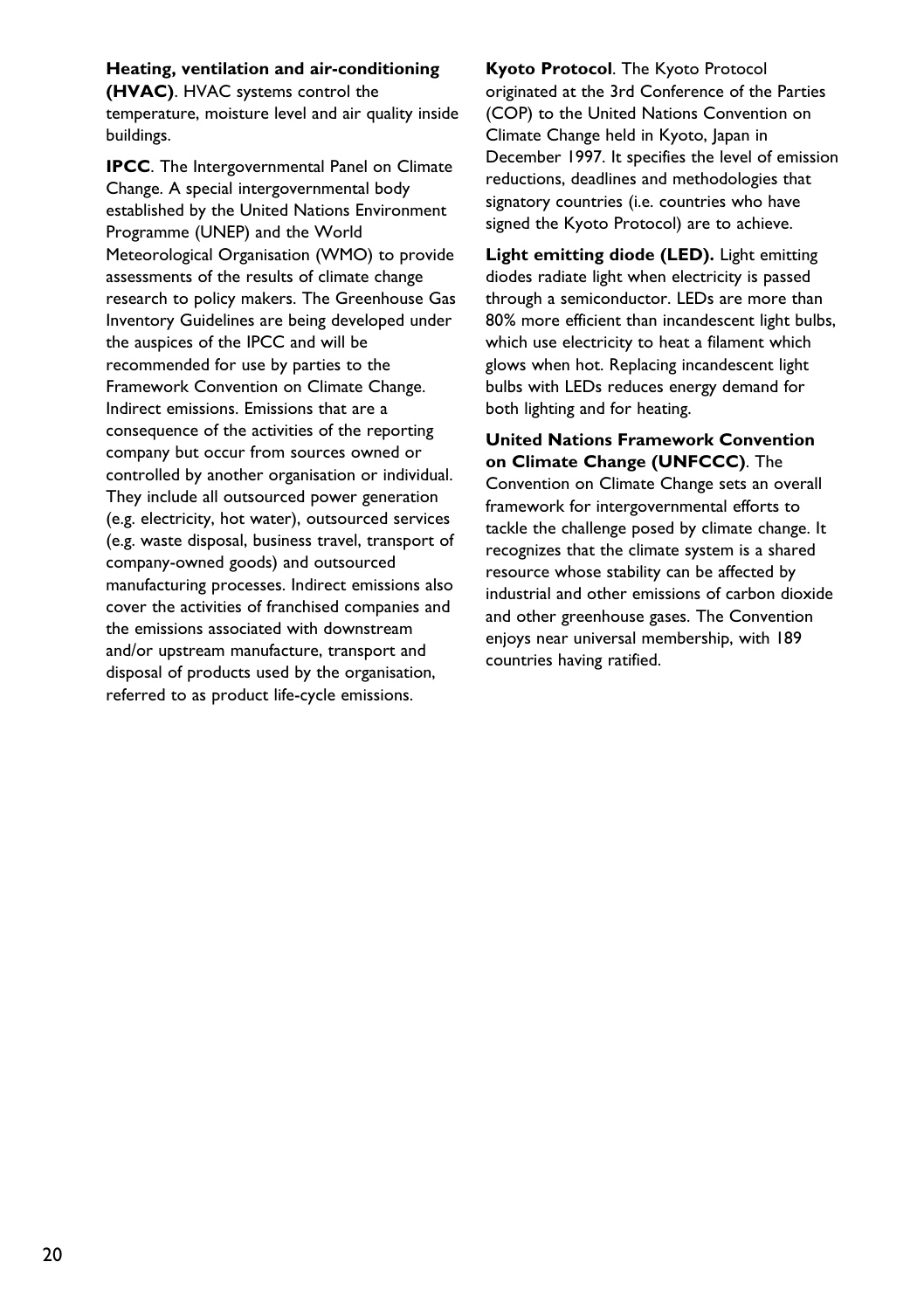**Heating, ventilation and air-conditioning (HVAC)**. HVAC systems control the temperature, moisture level and air quality inside buildings.

**IPCC**. The Intergovernmental Panel on Climate Change. A special intergovernmental body established by the United Nations Environment Programme (UNEP) and the World Meteorological Organisation (WMO) to provide assessments of the results of climate change research to policy makers. The Greenhouse Gas Inventory Guidelines are being developed under the auspices of the IPCC and will be recommended for use by parties to the Framework Convention on Climate Change. Indirect emissions. Emissions that are a consequence of the activities of the reporting company but occur from sources owned or controlled by another organisation or individual. They include all outsourced power generation (e.g. electricity, hot water), outsourced services (e.g. waste disposal, business travel, transport of company-owned goods) and outsourced manufacturing processes. Indirect emissions also cover the activities of franchised companies and the emissions associated with downstream and/or upstream manufacture, transport and disposal of products used by the organisation, referred to as product life-cycle emissions.

**Kyoto Protocol**. The Kyoto Protocol originated at the 3rd Conference of the Parties (COP) to the United Nations Convention on Climate Change held in Kyoto, Japan in December 1997. It specifies the level of emission reductions, deadlines and methodologies that signatory countries (i.e. countries who have signed the Kyoto Protocol) are to achieve.

**Light emitting diode (LED).** Light emitting diodes radiate light when electricity is passed through a semiconductor. LEDs are more than 80% more efficient than incandescent light bulbs, which use electricity to heat a filament which glows when hot. Replacing incandescent light bulbs with LEDs reduces energy demand for both lighting and for heating.

**United Nations Framework Convention on Climate Change (UNFCCC)**. The Convention on Climate Change sets an overall framework for intergovernmental efforts to tackle the challenge posed by climate change. It recognizes that the climate system is a shared resource whose stability can be affected by industrial and other emissions of carbon dioxide and other greenhouse gases. The Convention enjoys near universal membership, with 189 countries having ratified.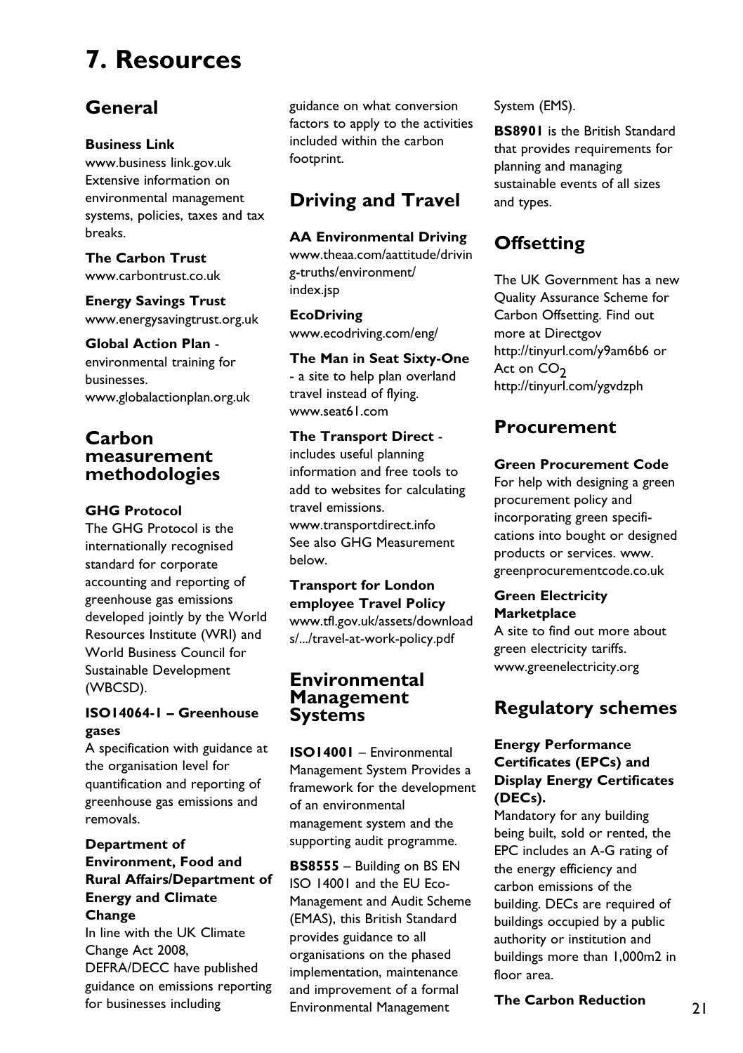# 7. Resources

## General

**Business Link**
www.business link.gov.uk
Extensive information on environmental management systems, policies, taxes and tax breaks.

**The Carbon Trust**
www.carbontrust.co.uk

**Energy Savings Trust**
www.energysavingtrust.org.uk

**Global Action Plan** - environmental training for businesses.
www.globalactionplan.org.uk

## Carbon measurement methodologies

**GHG Protocol**
The GHG Protocol is the internationally recognised standard for corporate accounting and reporting of greenhouse gas emissions developed jointly by the World Resources Institute (WRI) and World Business Council for Sustainable Development (WBCSD).

**ISO14064-1 – Greenhouse gases**
A specification with guidance at the organisation level for quantification and reporting of greenhouse gas emissions and removals.

**Department of Environment, Food and Rural Affairs/Department of Energy and Climate Change**
In line with the UK Climate Change Act 2008, DEFRA/DECC have published guidance on emissions reporting for businesses including guidance on what conversion factors to apply to the activities included within the carbon footprint.

## Driving and Travel

**AA Environmental Driving**
www.theaa.com/aattitude/driving-truths/environment/index.jsp

**EcoDriving**
www.ecodriving.com/eng/

**The Man in Seat Sixty-One** - a site to help plan overland travel instead of flying.
www.seat61.com

**The Transport Direct** - includes useful planning information and free tools to add to websites for calculating travel emissions.
www.transportdirect.info
See also GHG Measurement below.

**Transport for London employee Travel Policy**
www.tfl.gov.uk/assets/downloads/.../travel-at-work-policy.pdf

## Environmental Management Systems

**ISO14001** – Environmental Management System Provides a framework for the development of an environmental management system and the supporting audit programme.

**BS8555** – Building on BS EN ISO 14001 and the EU Eco-Management and Audit Scheme (EMAS), this British Standard provides guidance to all organisations on the phased implementation, maintenance and improvement of a formal Environmental Management System (EMS).

**BS8901** is the British Standard that provides requirements for planning and managing sustainable events of all sizes and types.

## Offsetting

The UK Government has a new Quality Assurance Scheme for Carbon Offsetting. Find out more at Directgov http://tinyurl.com/y9am6b6 or Act on $CO_2$ http://tinyurl.com/ygvdzph

## Procurement

**Green Procurement Code**
For help with designing a green procurement policy and incorporating green specifications into bought or designed products or services. www.greenprocurementcode.co.uk

**Green Electricity Marketplace**
A site to find out more about green electricity tariffs.
www.greenelectricity.org

## Regulatory schemes

**Energy Performance Certificates (EPCs) and Display Energy Certificates (DECs).**
Mandatory for any building being built, sold or rented, the EPC includes an A-G rating of the energy efficiency and carbon emissions of the building. DECs are required of buildings occupied by a public authority or institution and buildings more than 1,000m2 in floor area.

**The Carbon Reduction**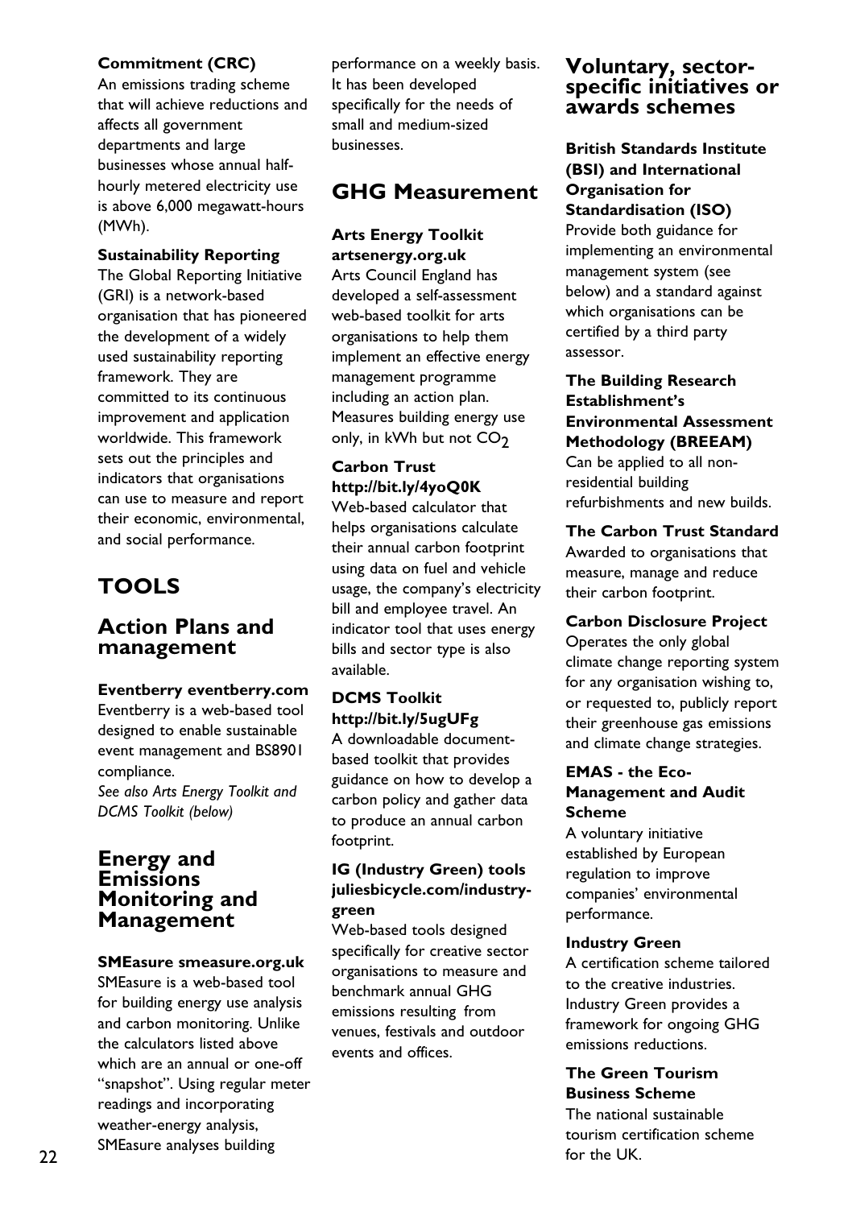**Commitment (CRC)**
An emissions trading scheme that will achieve reductions and affects all government departments and large businesses whose annual half-hourly metered electricity use is above 6,000 megawatt-hours (MWh).

**Sustainability Reporting**
The Global Reporting Initiative (GRI) is a network-based organisation that has pioneered the development of a widely used sustainability reporting framework. They are committed to its continuous improvement and application worldwide. This framework sets out the principles and indicators that organisations can use to measure and report their economic, environmental, and social performance.

# TOOLS

## Action Plans and management

**Eventberry eventberry.com**
Eventberry is a web-based tool designed to enable sustainable event management and BS8901 compliance.
*See also Arts Energy Toolkit and DCMS Toolkit (below)*

## Energy and Emissions Monitoring and Management

**SMEasure smeasure.org.uk**
SMEasure is a web-based tool for building energy use analysis and carbon monitoring. Unlike the calculators listed above which are an annual or one-off "snapshot". Using regular meter readings and incorporating weather-energy analysis, SMEasure analyses building performance on a weekly basis. It has been developed specifically for the needs of small and medium-sized businesses.

## GHG Measurement

**Arts Energy Toolkit artsenergy.org.uk**
Arts Council England has developed a self-assessment web-based toolkit for arts organisations to help them implement an effective energy management programme including an action plan. Measures building energy use only, in kWh but not $CO_2$

**Carbon Trust http://bit.ly/4yoQ0K**
Web-based calculator that helps organisations calculate their annual carbon footprint using data on fuel and vehicle usage, the company's electricity bill and employee travel. An indicator tool that uses energy bills and sector type is also available.

**DCMS Toolkit http://bit.ly/5ugUFg**
A downloadable document-based toolkit that provides guidance on how to develop a carbon policy and gather data to produce an annual carbon footprint.

**IG (Industry Green) tools juliesbicycle.com/industry-green**
Web-based tools designed specifically for creative sector organisations to measure and benchmark annual GHG emissions resulting from venues, festivals and outdoor events and offices.

## Voluntary, sector-specific initiatives or awards schemes

**British Standards Institute (BSI) and International Organisation for Standardisation (ISO)**
Provide both guidance for implementing an environmental management system (see below) and a standard against which organisations can be certified by a third party assessor.

**The Building Research Establishment's Environmental Assessment Methodology (BREEAM)**
Can be applied to all non-residential building refurbishments and new builds.

**The Carbon Trust Standard**
Awarded to organisations that measure, manage and reduce their carbon footprint.

**Carbon Disclosure Project**
Operates the only global climate change reporting system for any organisation wishing to, or requested to, publicly report their greenhouse gas emissions and climate change strategies.

**EMAS - the Eco-Management and Audit Scheme**
A voluntary initiative established by European regulation to improve companies' environmental performance.

**Industry Green**
A certification scheme tailored to the creative industries. Industry Green provides a framework for ongoing GHG emissions reductions.

**The Green Tourism Business Scheme**
The national sustainable tourism certification scheme for the UK.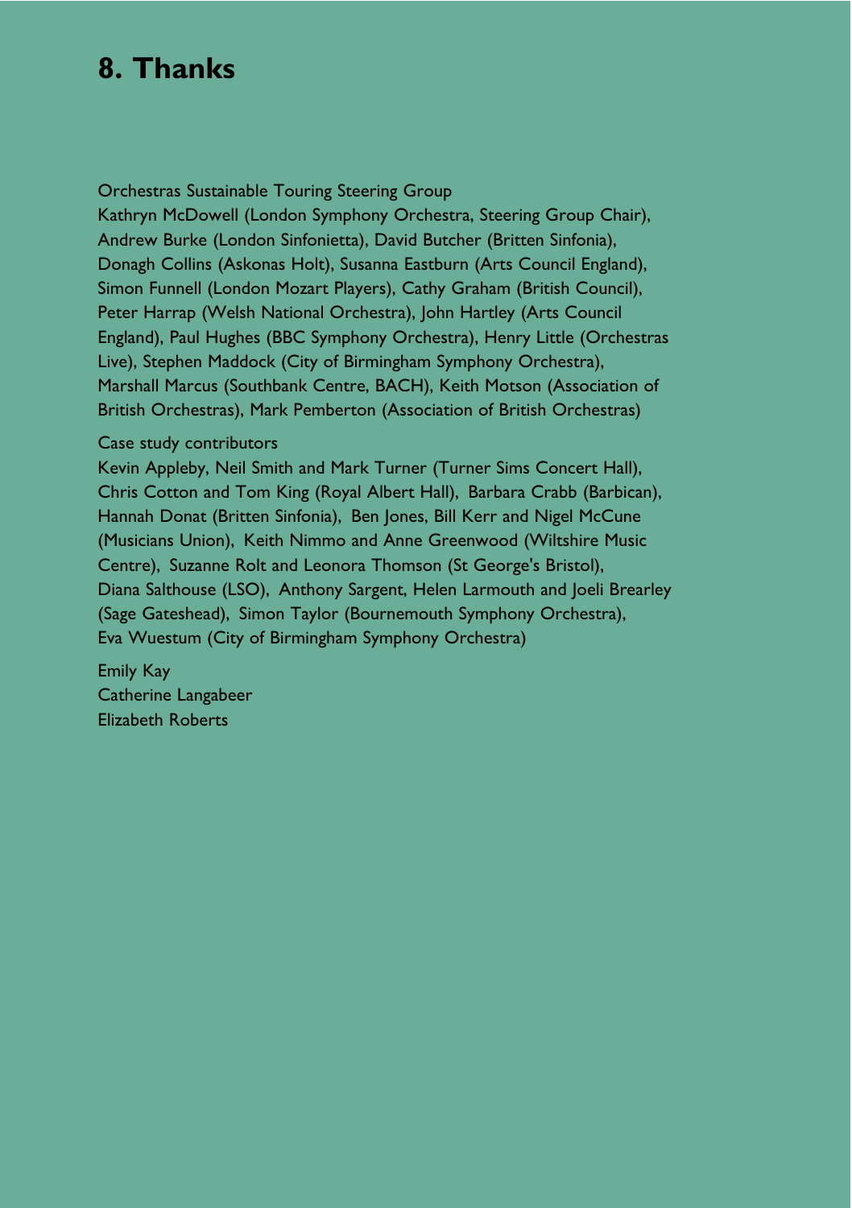# 8. Thanks

Orchestras Sustainable Touring Steering Group
Kathryn McDowell (London Symphony Orchestra, Steering Group Chair), Andrew Burke (London Sinfonietta), David Butcher (Britten Sinfonia), Donagh Collins (Askonas Holt), Susanna Eastburn (Arts Council England), Simon Funnell (London Mozart Players), Cathy Graham (British Council), Peter Harrap (Welsh National Orchestra), John Hartley (Arts Council England), Paul Hughes (BBC Symphony Orchestra), Henry Little (Orchestras Live), Stephen Maddock (City of Birmingham Symphony Orchestra), Marshall Marcus (Southbank Centre, BACH), Keith Motson (Association of British Orchestras), Mark Pemberton (Association of British Orchestras)

Case study contributors
Kevin Appleby, Neil Smith and Mark Turner (Turner Sims Concert Hall), Chris Cotton and Tom King (Royal Albert Hall), Barbara Crabb (Barbican), Hannah Donat (Britten Sinfonia), Ben Jones, Bill Kerr and Nigel McCune (Musicians Union), Keith Nimmo and Anne Greenwood (Wiltshire Music Centre), Suzanne Rolt and Leonora Thomson (St George's Bristol), Diana Salthouse (LSO), Anthony Sargent, Helen Larmouth and Joeli Brearley (Sage Gateshead), Simon Taylor (Bournemouth Symphony Orchestra), Eva Wuestum (City of Birmingham Symphony Orchestra)

Emily Kay
Catherine Langabeer
Elizabeth Roberts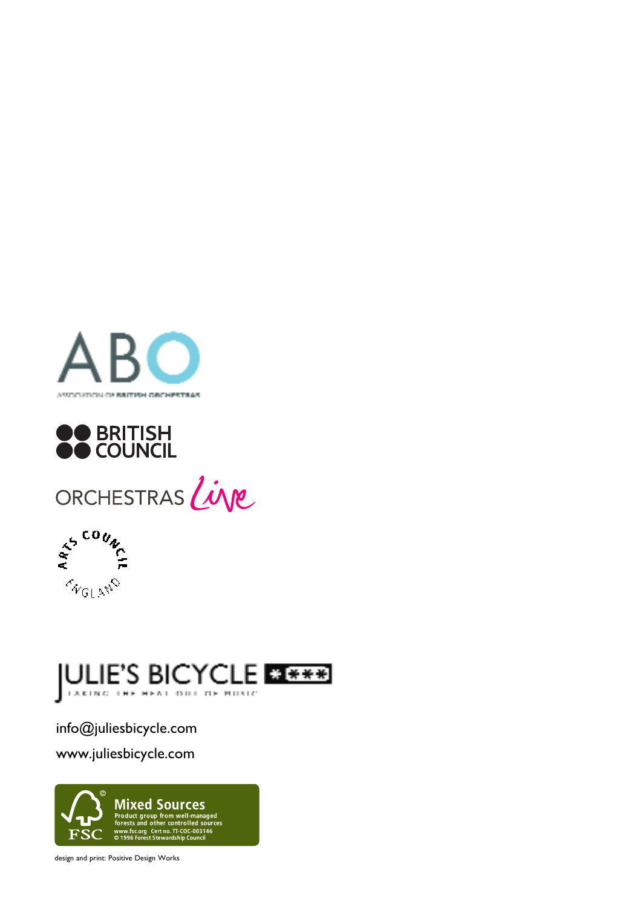ABO

ASSOCIATION OF BRITISH ORCHESTRAS

BRITISH COUNCIL

ORCHESTRAS Live

ARTS COUNCIL ENGLAND

JULIE'S BICYCLE

TAKING THE HEAT OUT OF MUSIC

info@juliesbicycle.com

www.juliesbicycle.com

FSC Mixed Sources
Product group from well-managed forests and other controlled sources
www.fsc.org Cert no. TT-COC-003146
© 1996 Forest Stewardship Council

design and print: Positive Design Works